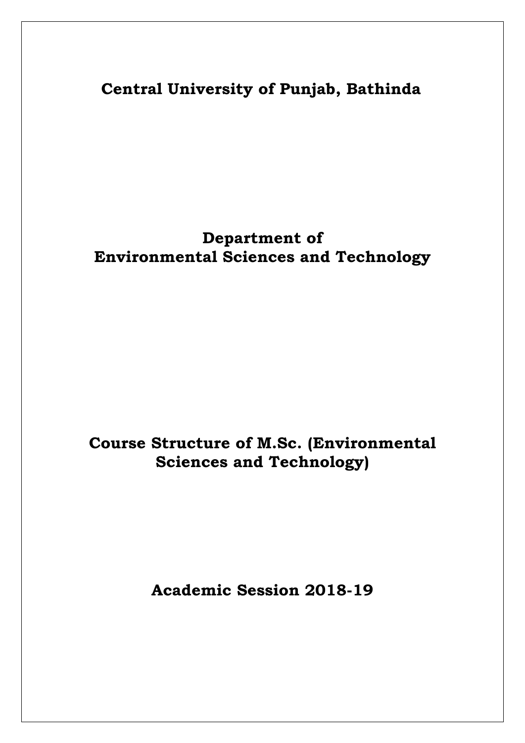# Central University of Punjab, Bathinda

## Department of Environmental Sciences and Technology

## Course Structure of M.Sc. (Environmental Sciences and Technology)

## Academic Session 2018-19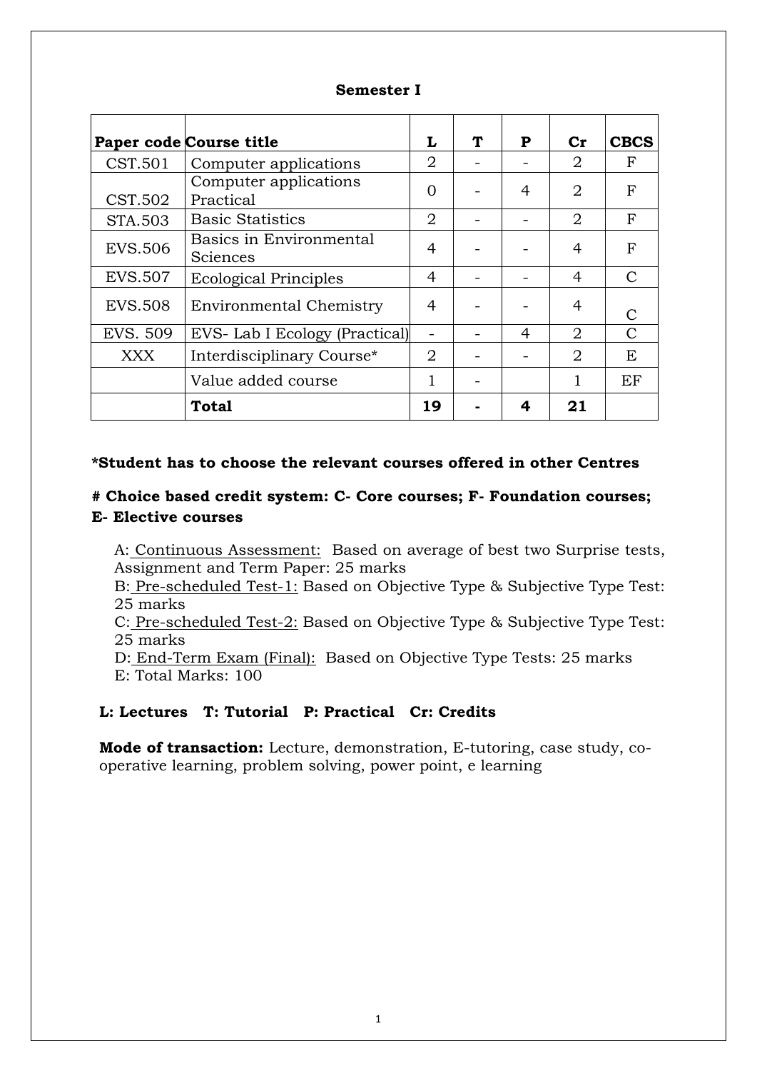### Semester I

| Paper code | Course title | L | T | P | Cr | CBCS |
|---|---|---|---|---|---|---|
| CST.501 | Computer applications | 2 | - | - | 2 | F |
| CST.502 | Computer applications Practical | 0 | - | 4 | 2 | F |
| STA.503 | Basic Statistics | 2 | - | - | 2 | F |
| EVS.506 | Basics in Environmental Sciences | 4 | - | - | 4 | F |
| EVS.507 | Ecological Principles | 4 | - | - | 4 | C |
| EVS.508 | Environmental Chemistry | 4 | - | - | 4 | C |
| EVS. 509 | EVS- Lab I Ecology (Practical) | - | - | 4 | 2 | C |
| XXX | Interdisciplinary Course* | 2 | - | - | 2 | E |
| | Value added course | 1 | - | | 1 | EF |
| | **Total** | **19** | **-** | **4** | **21** | |

**\*Student has to choose the relevant courses offered in other Centres**

**# Choice based credit system: C- Core courses; F- Foundation courses; E- Elective courses**

A: Continuous Assessment: Based on average of best two Surprise tests, Assignment and Term Paper: 25 marks
B: Pre-scheduled Test-1: Based on Objective Type & Subjective Type Test: 25 marks
C: Pre-scheduled Test-2: Based on Objective Type & Subjective Type Test: 25 marks
D: End-Term Exam (Final): Based on Objective Type Tests: 25 marks
E: Total Marks: 100

**L: Lectures T: Tutorial P: Practical Cr: Credits**

**Mode of transaction:** Lecture, demonstration, E-tutoring, case study, co-operative learning, problem solving, power point, e learning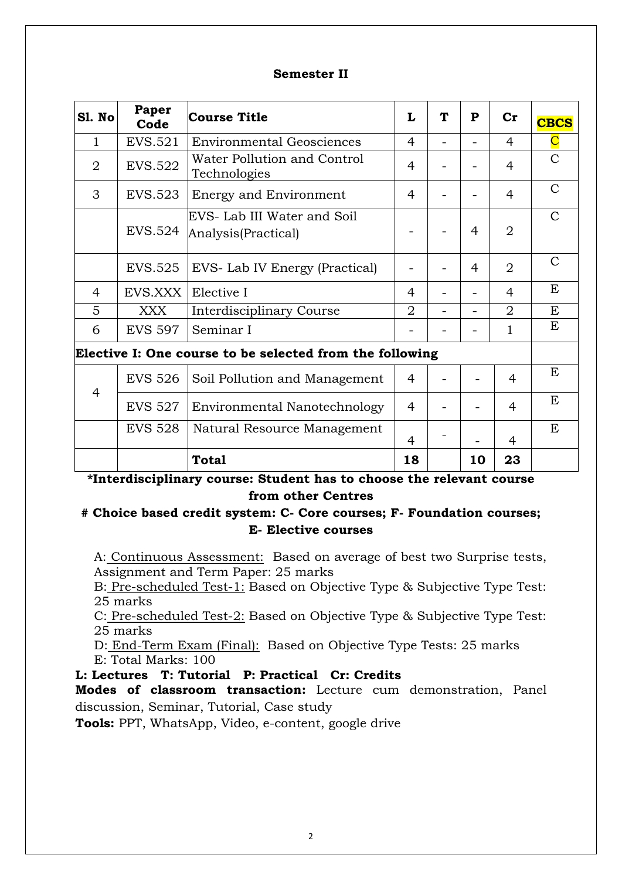**Semester II**

| Sl. No | Paper Code | Course Title | L | T | P | Cr | CBCS |
|---|---|---|---|---|---|---|---|
| 1 | EVS.521 | Environmental Geosciences | 4 | - | - | 4 | C |
| 2 | EVS.522 | Water Pollution and Control Technologies | 4 | - | - | 4 | C |
| 3 | EVS.523 | Energy and Environment | 4 | - | - | 4 | C |
| | EVS.524 | EVS- Lab III Water and Soil Analysis(Practical) | - | - | 4 | 2 | C |
| | EVS.525 | EVS- Lab IV Energy (Practical) | - | - | 4 | 2 | C |
| 4 | EVS.XXX | Elective I | 4 | - | - | 4 | E |
| 5 | XXX | Interdisciplinary Course | 2 | - | - | 2 | E |
| 6 | EVS 597 | Seminar I | - | - | - | 1 | E |
| **Elective I: One course to be selected from the following** | | | | | | | |
| 4 | EVS 526 | Soil Pollution and Management | 4 | - | - | 4 | E |
| | EVS 527 | Environmental Nanotechnology | 4 | - | - | 4 | E |
| | EVS 528 | Natural Resource Management | 4 | - | - | 4 | E |
| | | **Total** | **18** | | **10** | **23** | |

**\*Interdisciplinary course: Student has to choose the relevant course from other Centres**

**# Choice based credit system: C- Core courses; F- Foundation courses; E- Elective courses**

A: Continuous Assessment: Based on average of best two Surprise tests, Assignment and Term Paper: 25 marks
B: Pre-scheduled Test-1: Based on Objective Type & Subjective Type Test: 25 marks
C: Pre-scheduled Test-2: Based on Objective Type & Subjective Type Test: 25 marks
D: End-Term Exam (Final): Based on Objective Type Tests: 25 marks
E: Total Marks: 100

**L: Lectures T: Tutorial P: Practical Cr: Credits**

**Modes of classroom transaction:** Lecture cum demonstration, Panel discussion, Seminar, Tutorial, Case study

**Tools:** PPT, WhatsApp, Video, e-content, google drive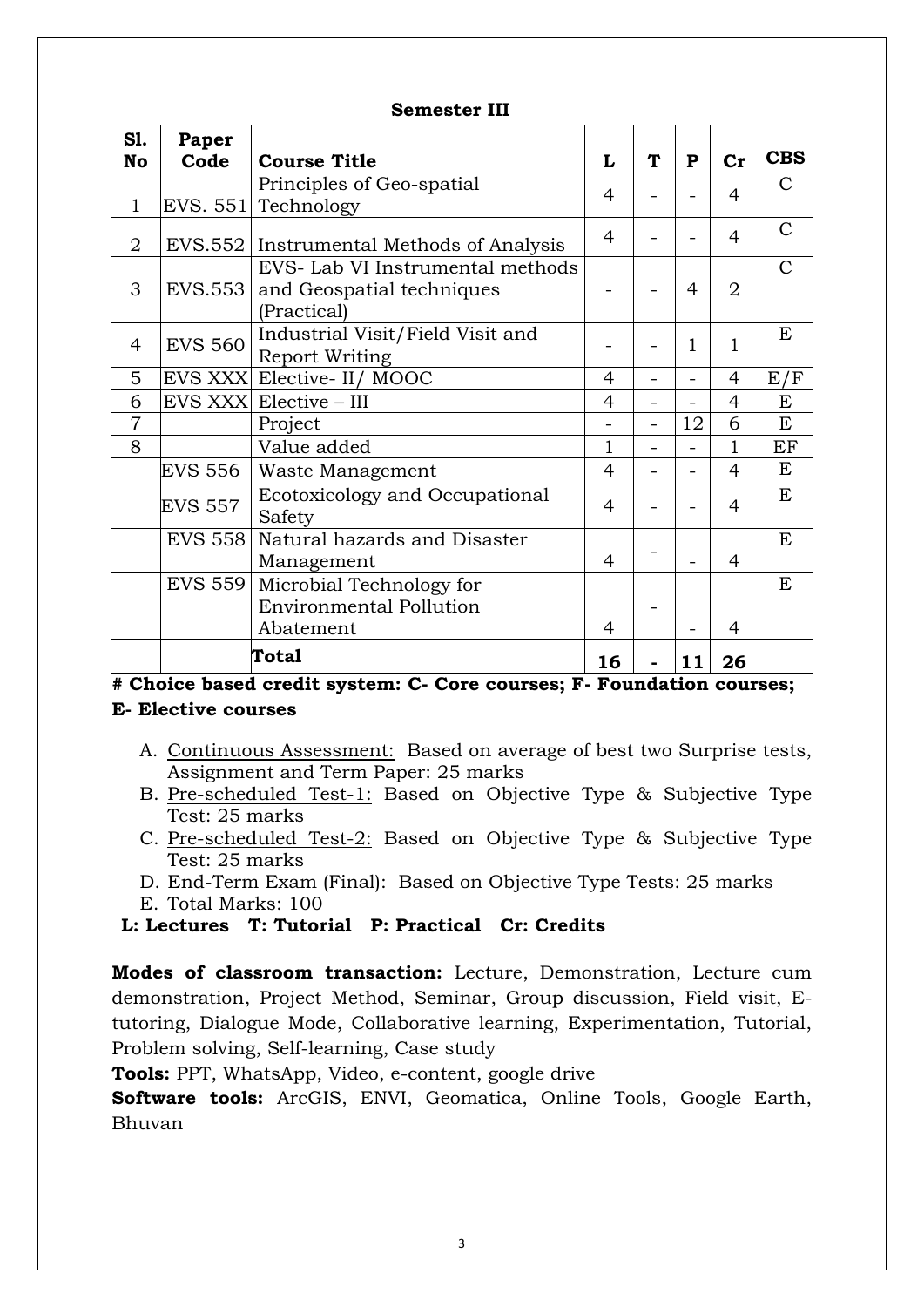**Semester III**

| Sl. No | Paper Code | Course Title | L | T | P | Cr | CBS |
|---|---|---|---|---|---|---|---|
| 1 | EVS. 551 | Principles of Geo-spatial Technology | 4 | - | - | 4 | C |
| 2 | EVS.552 | Instrumental Methods of Analysis | 4 | - | - | 4 | C |
| 3 | EVS.553 | EVS- Lab VI Instrumental methods and Geospatial techniques (Practical) | - | - | 4 | 2 | C |
| 4 | EVS 560 | Industrial Visit/Field Visit and Report Writing | - | - | 1 | 1 | E |
| 5 | EVS XXX | Elective- II/ MOOC | 4 | - | - | 4 | E/F |
| 6 | EVS XXX | Elective – III | 4 | - | - | 4 | E |
| 7 | | Project | - | - | 12 | 6 | E |
| 8 | | Value added | 1 | - | - | 1 | EF |
| | EVS 556 | Waste Management | 4 | - | - | 4 | E |
| | EVS 557 | Ecotoxicology and Occupational Safety | 4 | - | - | 4 | E |
| | EVS 558 | Natural hazards and Disaster Management | 4 | - | - | 4 | E |
| | EVS 559 | Microbial Technology for Environmental Pollution Abatement | 4 | - | - | 4 | E |
| | | **Total** | **16** | **-** | **11** | **26** | |

**# Choice based credit system: C- Core courses; F- Foundation courses; E- Elective courses**

A. Continuous Assessment: Based on average of best two Surprise tests, Assignment and Term Paper: 25 marks
B. Pre-scheduled Test-1: Based on Objective Type & Subjective Type Test: 25 marks
C. Pre-scheduled Test-2: Based on Objective Type & Subjective Type Test: 25 marks
D. End-Term Exam (Final): Based on Objective Type Tests: 25 marks
E. Total Marks: 100

**L: Lectures T: Tutorial P: Practical Cr: Credits**

**Modes of classroom transaction:** Lecture, Demonstration, Lecture cum demonstration, Project Method, Seminar, Group discussion, Field visit, E-tutoring, Dialogue Mode, Collaborative learning, Experimentation, Tutorial, Problem solving, Self-learning, Case study

**Tools:** PPT, WhatsApp, Video, e-content, google drive

**Software tools:** ArcGIS, ENVI, Geomatica, Online Tools, Google Earth, Bhuvan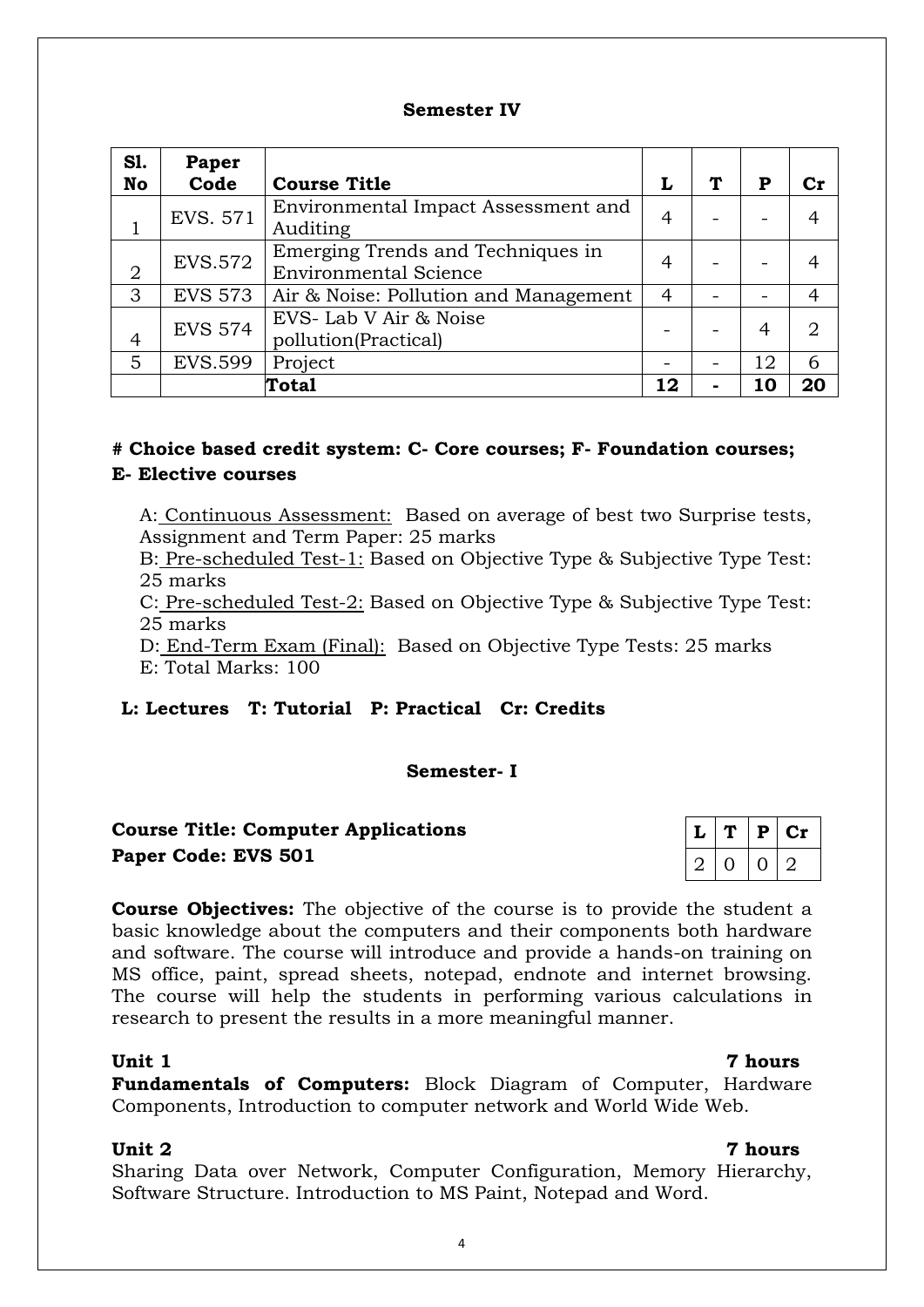**Semester IV**

| Sl. No | Paper Code | Course Title | L | T | P | Cr |
|---|---|---|---|---|---|---|
| 1 | EVS. 571 | Environmental Impact Assessment and Auditing | 4 | - | - | 4 |
| 2 | EVS.572 | Emerging Trends and Techniques in Environmental Science | 4 | - | - | 4 |
| 3 | EVS 573 | Air & Noise: Pollution and Management | 4 | - | - | 4 |
| 4 | EVS 574 | EVS- Lab V Air & Noise pollution(Practical) | - | - | 4 | 2 |
| 5 | EVS.599 | Project | - | - | 12 | 6 |
| | | **Total** | **12** | **-** | **10** | **20** |

**# Choice based credit system: C- Core courses; F- Foundation courses; E- Elective courses**

A: Continuous Assessment: Based on average of best two Surprise tests, Assignment and Term Paper: 25 marks
B: Pre-scheduled Test-1: Based on Objective Type & Subjective Type Test: 25 marks
C: Pre-scheduled Test-2: Based on Objective Type & Subjective Type Test: 25 marks
D: End-Term Exam (Final): Based on Objective Type Tests: 25 marks
E: Total Marks: 100

**L: Lectures T: Tutorial P: Practical Cr: Credits**

**Semester- I**

**Course Title: Computer Applications**
**Paper Code: EVS 501**

| L | T | P | Cr |
|---|---|---|---|
| 2 | 0 | 0 | 2 |

**Course Objectives:** The objective of the course is to provide the student a basic knowledge about the computers and their components both hardware and software. The course will introduce and provide a hands-on training on MS office, paint, spread sheets, notepad, endnote and internet browsing. The course will help the students in performing various calculations in research to present the results in a more meaningful manner.

**Unit 1** **7 hours**
**Fundamentals of Computers:** Block Diagram of Computer, Hardware Components, Introduction to computer network and World Wide Web.

**Unit 2** **7 hours**
Sharing Data over Network, Computer Configuration, Memory Hierarchy, Software Structure. Introduction to MS Paint, Notepad and Word.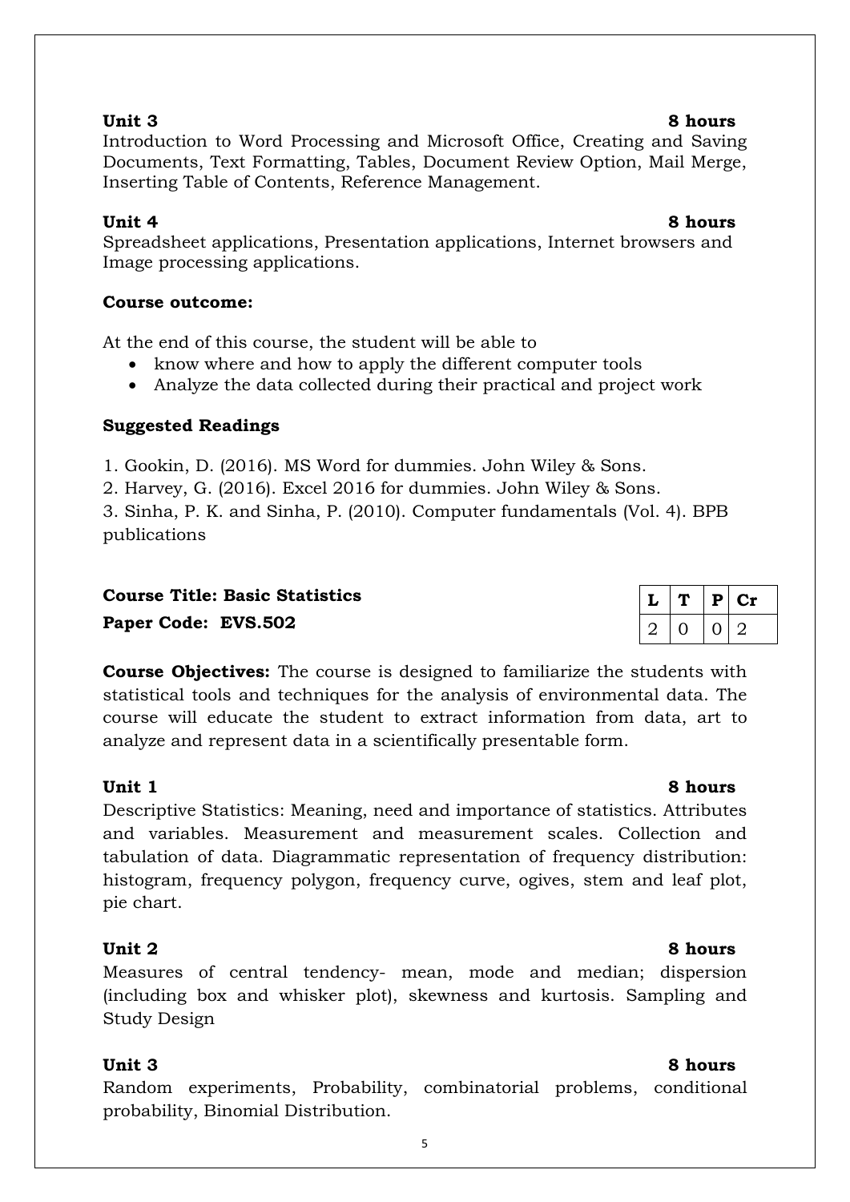**Unit 3** **8 hours**

Introduction to Word Processing and Microsoft Office, Creating and Saving Documents, Text Formatting, Tables, Document Review Option, Mail Merge, Inserting Table of Contents, Reference Management.

**Unit 4** **8 hours**

Spreadsheet applications, Presentation applications, Internet browsers and Image processing applications.

**Course outcome:**

At the end of this course, the student will be able to

- know where and how to apply the different computer tools
- Analyze the data collected during their practical and project work

**Suggested Readings**

1. Gookin, D. (2016). MS Word for dummies. John Wiley & Sons.
2. Harvey, G. (2016). Excel 2016 for dummies. John Wiley & Sons.
3. Sinha, P. K. and Sinha, P. (2010). Computer fundamentals (Vol. 4). BPB publications

**Course Title: Basic Statistics**

**Paper Code: EVS.502**

| L | T | P | Cr |
|---|---|---|---|
| 2 | 0 | 0 | 2 |

**Course Objectives:** The course is designed to familiarize the students with statistical tools and techniques for the analysis of environmental data. The course will educate the student to extract information from data, art to analyze and represent data in a scientifically presentable form.

**Unit 1** **8 hours**

Descriptive Statistics: Meaning, need and importance of statistics. Attributes and variables. Measurement and measurement scales. Collection and tabulation of data. Diagrammatic representation of frequency distribution: histogram, frequency polygon, frequency curve, ogives, stem and leaf plot, pie chart.

**Unit 2** **8 hours**

Measures of central tendency- mean, mode and median; dispersion (including box and whisker plot), skewness and kurtosis. Sampling and Study Design

**Unit 3** **8 hours**

Random experiments, Probability, combinatorial problems, conditional probability, Binomial Distribution.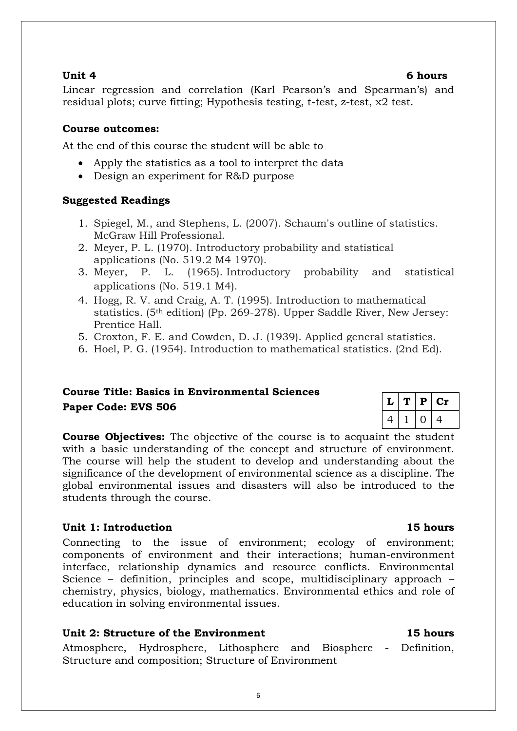**Unit 4** **6 hours**

Linear regression and correlation (Karl Pearson's and Spearman's) and residual plots; curve fitting; Hypothesis testing, t-test, z-test, x2 test.

**Course outcomes:**

At the end of this course the student will be able to

- Apply the statistics as a tool to interpret the data
- Design an experiment for R&D purpose

**Suggested Readings**

1. Spiegel, M., and Stephens, L. (2007). Schaum's outline of statistics. McGraw Hill Professional.
2. Meyer, P. L. (1970). Introductory probability and statistical applications (No. 519.2 M4 1970).
3. Meyer, P. L. (1965). Introductory probability and statistical applications (No. 519.1 M4).
4. Hogg, R. V. and Craig, A. T. (1995). Introduction to mathematical statistics. (5th edition) (Pp. 269-278). Upper Saddle River, New Jersey: Prentice Hall.
5. Croxton, F. E. and Cowden, D. J. (1939). Applied general statistics.
6. Hoel, P. G. (1954). Introduction to mathematical statistics. (2nd Ed).

**Course Title: Basics in Environmental Sciences**
**Paper Code: EVS 506**

| L | T | P | Cr |
|---|---|---|---|
| 4 | 1 | 0 | 4 |

**Course Objectives:** The objective of the course is to acquaint the student with a basic understanding of the concept and structure of environment. The course will help the student to develop and understanding about the significance of the development of environmental science as a discipline. The global environmental issues and disasters will also be introduced to the students through the course.

**Unit 1: Introduction** **15 hours**

Connecting to the issue of environment; ecology of environment; components of environment and their interactions; human-environment interface, relationship dynamics and resource conflicts. Environmental Science – definition, principles and scope, multidisciplinary approach – chemistry, physics, biology, mathematics. Environmental ethics and role of education in solving environmental issues.

**Unit 2: Structure of the Environment** **15 hours**

Atmosphere, Hydrosphere, Lithosphere and Biosphere - Definition, Structure and composition; Structure of Environment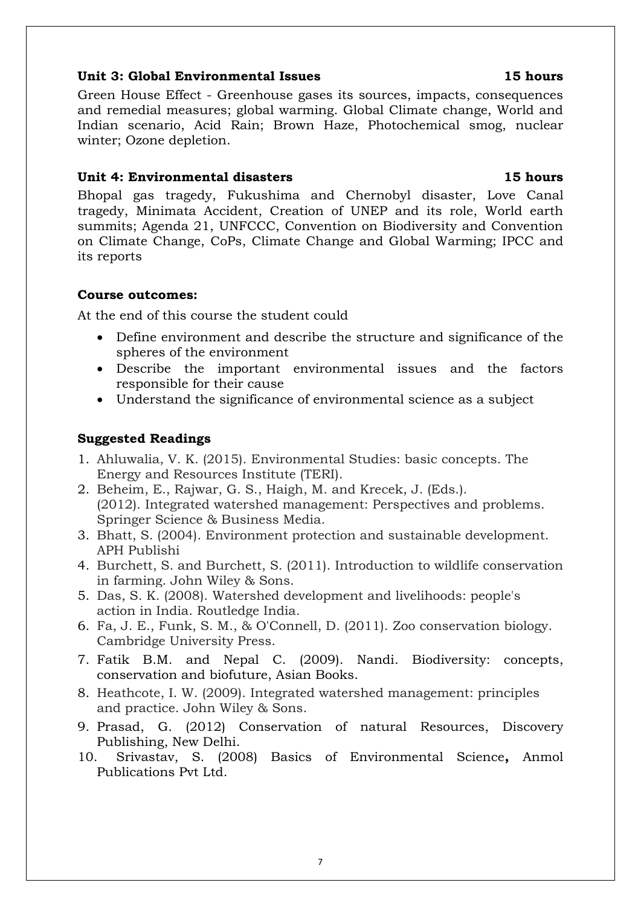**Unit 3: Global Environmental Issues** **15 hours**

Green House Effect - Greenhouse gases its sources, impacts, consequences and remedial measures; global warming. Global Climate change, World and Indian scenario, Acid Rain; Brown Haze, Photochemical smog, nuclear winter; Ozone depletion.

**Unit 4: Environmental disasters** **15 hours**

Bhopal gas tragedy, Fukushima and Chernobyl disaster, Love Canal tragedy, Minimata Accident, Creation of UNEP and its role, World earth summits; Agenda 21, UNFCCC, Convention on Biodiversity and Convention on Climate Change, CoPs, Climate Change and Global Warming; IPCC and its reports

**Course outcomes:**

At the end of this course the student could

- Define environment and describe the structure and significance of the spheres of the environment
- Describe the important environmental issues and the factors responsible for their cause
- Understand the significance of environmental science as a subject

**Suggested Readings**

1. Ahluwalia, V. K. (2015). Environmental Studies: basic concepts. The Energy and Resources Institute (TERI).
2. Beheim, E., Rajwar, G. S., Haigh, M. and Krecek, J. (Eds.). (2012). Integrated watershed management: Perspectives and problems. Springer Science & Business Media.
3. Bhatt, S. (2004). Environment protection and sustainable development. APH Publishi
4. Burchett, S. and Burchett, S. (2011). Introduction to wildlife conservation in farming. John Wiley & Sons.
5. Das, S. K. (2008). Watershed development and livelihoods: people's action in India. Routledge India.
6. Fa, J. E., Funk, S. M., & O'Connell, D. (2011). Zoo conservation biology. Cambridge University Press.
7. Fatik B.M. and Nepal C. (2009). Nandi. Biodiversity: concepts, conservation and biofuture, Asian Books.
8. Heathcote, I. W. (2009). Integrated watershed management: principles and practice. John Wiley & Sons.
9. Prasad, G. (2012) Conservation of natural Resources, Discovery Publishing, New Delhi.
10. Srivastav, S. (2008) Basics of Environmental Science**,** Anmol Publications Pvt Ltd.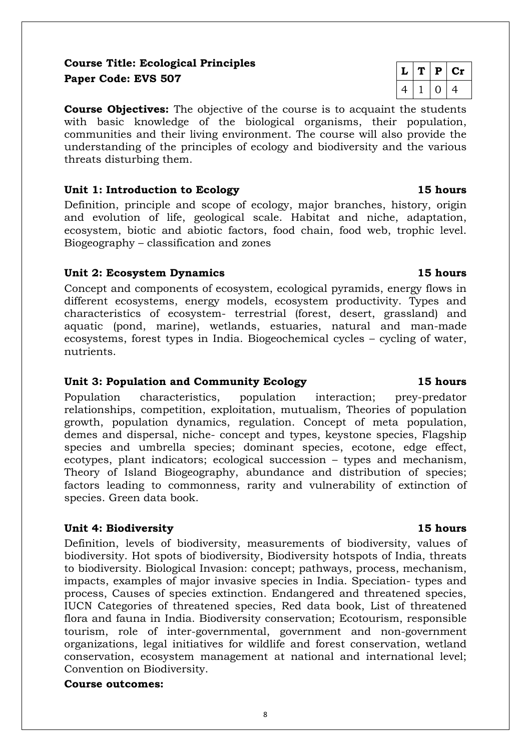**Course Title: Ecological Principles**
**Paper Code: EVS 507**

| L | T | P | Cr |
|---|---|---|---|
| 4 | 1 | 0 | 4 |

**Course Objectives:** The objective of the course is to acquaint the students with basic knowledge of the biological organisms, their population, communities and their living environment. The course will also provide the understanding of the principles of ecology and biodiversity and the various threats disturbing them.

**Unit 1: Introduction to Ecology** **15 hours**

Definition, principle and scope of ecology, major branches, history, origin and evolution of life, geological scale. Habitat and niche, adaptation, ecosystem, biotic and abiotic factors, food chain, food web, trophic level. Biogeography – classification and zones

**Unit 2: Ecosystem Dynamics** **15 hours**

Concept and components of ecosystem, ecological pyramids, energy flows in different ecosystems, energy models, ecosystem productivity. Types and characteristics of ecosystem- terrestrial (forest, desert, grassland) and aquatic (pond, marine), wetlands, estuaries, natural and man-made ecosystems, forest types in India. Biogeochemical cycles – cycling of water, nutrients.

**Unit 3: Population and Community Ecology** **15 hours**

Population characteristics, population interaction; prey-predator relationships, competition, exploitation, mutualism, Theories of population growth, population dynamics, regulation. Concept of meta population, demes and dispersal, niche- concept and types, keystone species, Flagship species and umbrella species; dominant species, ecotone, edge effect, ecotypes, plant indicators; ecological succession – types and mechanism, Theory of Island Biogeography, abundance and distribution of species; factors leading to commonness, rarity and vulnerability of extinction of species. Green data book.

**Unit 4: Biodiversity** **15 hours**

Definition, levels of biodiversity, measurements of biodiversity, values of biodiversity. Hot spots of biodiversity, Biodiversity hotspots of India, threats to biodiversity. Biological Invasion: concept; pathways, process, mechanism, impacts, examples of major invasive species in India. Speciation- types and process, Causes of species extinction. Endangered and threatened species, IUCN Categories of threatened species, Red data book, List of threatened flora and fauna in India. Biodiversity conservation; Ecotourism, responsible tourism, role of inter-governmental, government and non-government organizations, legal initiatives for wildlife and forest conservation, wetland conservation, ecosystem management at national and international level; Convention on Biodiversity.

**Course outcomes:**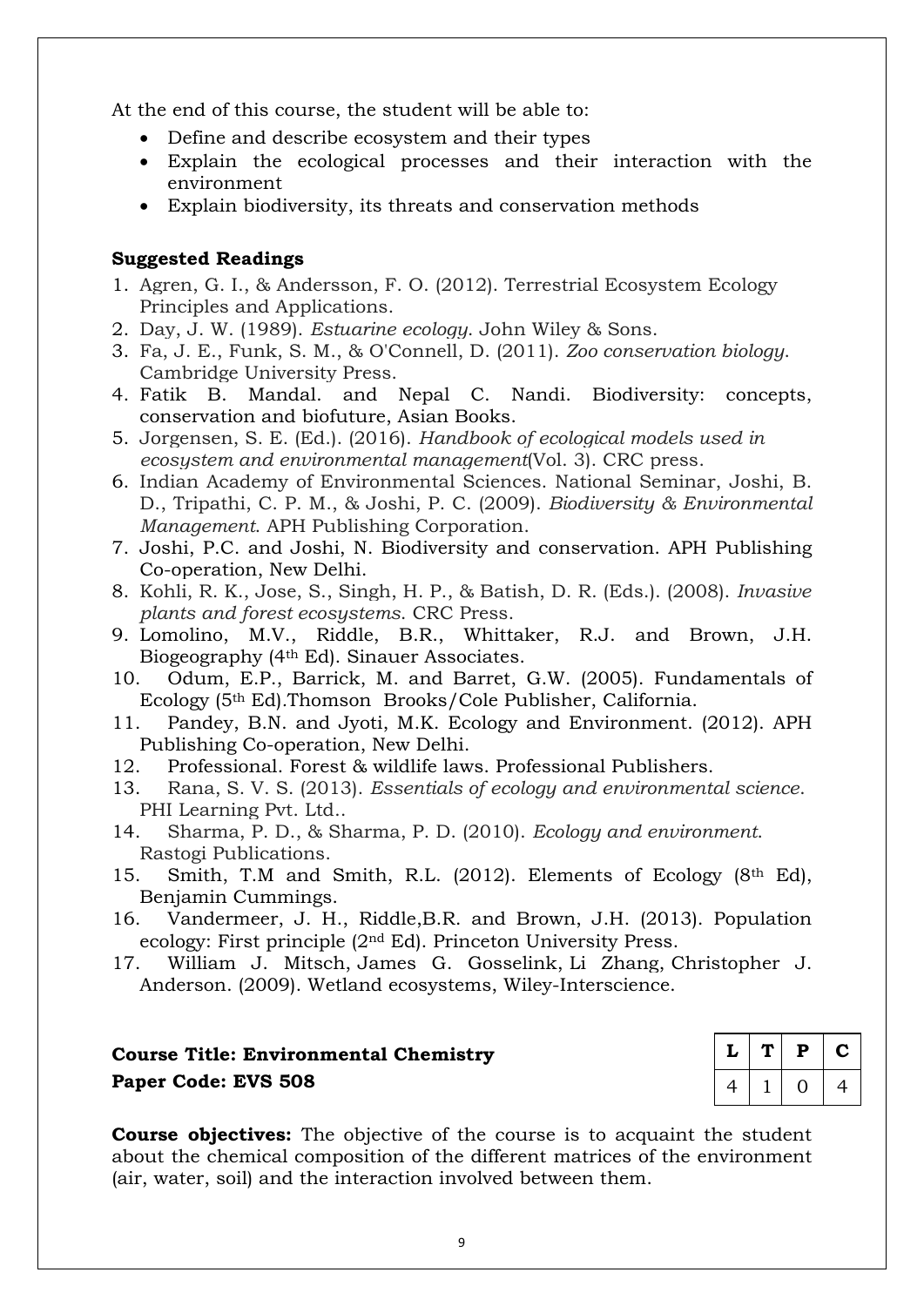At the end of this course, the student will be able to:

- Define and describe ecosystem and their types
- Explain the ecological processes and their interaction with the environment
- Explain biodiversity, its threats and conservation methods

**Suggested Readings**

1. Agren, G. I., & Andersson, F. O. (2012). Terrestrial Ecosystem Ecology Principles and Applications.
2. Day, J. W. (1989). *Estuarine ecology*. John Wiley & Sons.
3. Fa, J. E., Funk, S. M., & O'Connell, D. (2011). *Zoo conservation biology*. Cambridge University Press.
4. Fatik B. Mandal. and Nepal C. Nandi. Biodiversity: concepts, conservation and biofuture, Asian Books.
5. Jorgensen, S. E. (Ed.). (2016). *Handbook of ecological models used in ecosystem and environmental management*(Vol. 3). CRC press.
6. Indian Academy of Environmental Sciences. National Seminar, Joshi, B. D., Tripathi, C. P. M., & Joshi, P. C. (2009). *Biodiversity & Environmental Management*. APH Publishing Corporation.
7. Joshi, P.C. and Joshi, N. Biodiversity and conservation. APH Publishing Co-operation, New Delhi.
8. Kohli, R. K., Jose, S., Singh, H. P., & Batish, D. R. (Eds.). (2008). *Invasive plants and forest ecosystems*. CRC Press.
9. Lomolino, M.V., Riddle, B.R., Whittaker, R.J. and Brown, J.H. Biogeography (4th Ed). Sinauer Associates.
10. Odum, E.P., Barrick, M. and Barret, G.W. (2005). Fundamentals of Ecology (5th Ed).Thomson Brooks/Cole Publisher, California.
11. Pandey, B.N. and Jyoti, M.K. Ecology and Environment. (2012). APH Publishing Co-operation, New Delhi.
12. Professional. Forest & wildlife laws. Professional Publishers.
13. Rana, S. V. S. (2013). *Essentials of ecology and environmental science*. PHI Learning Pvt. Ltd..
14. Sharma, P. D., & Sharma, P. D. (2010). *Ecology and environment*. Rastogi Publications.
15. Smith, T.M and Smith, R.L. (2012). Elements of Ecology (8th Ed), Benjamin Cummings.
16. Vandermeer, J. H., Riddle,B.R. and Brown, J.H. (2013). Population ecology: First principle (2nd Ed). Princeton University Press.
17. William J. Mitsch, James G. Gosselink, Li Zhang, Christopher J. Anderson. (2009). Wetland ecosystems, Wiley-Interscience.

**Course Title: Environmental Chemistry**
**Paper Code: EVS 508**

| L | T | P | C |
|---|---|---|---|
| 4 | 1 | 0 | 4 |

**Course objectives:** The objective of the course is to acquaint the student about the chemical composition of the different matrices of the environment (air, water, soil) and the interaction involved between them.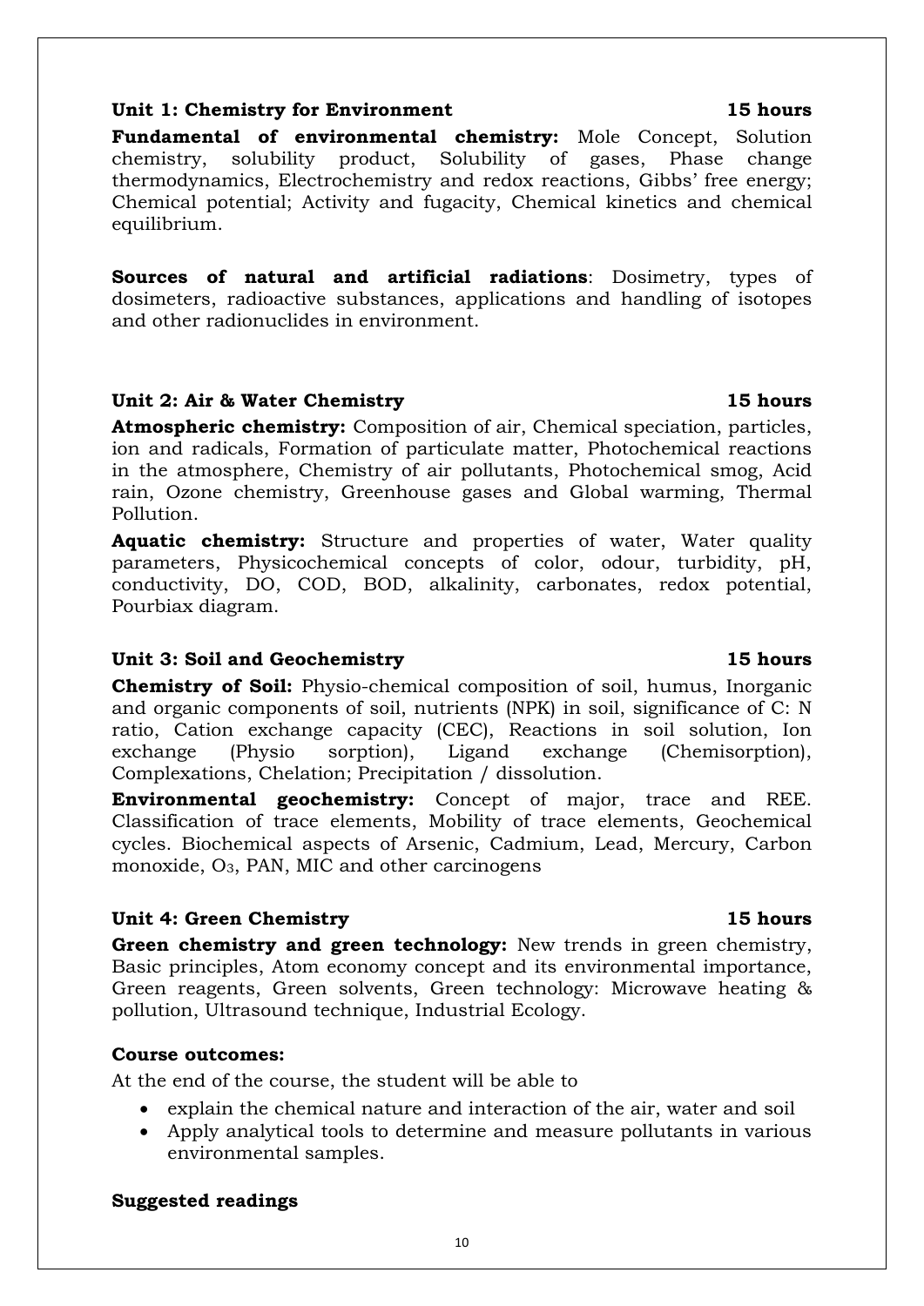**Unit 1: Chemistry for Environment 15 hours**

**Fundamental of environmental chemistry:** Mole Concept, Solution chemistry, solubility product, Solubility of gases, Phase change thermodynamics, Electrochemistry and redox reactions, Gibbs' free energy; Chemical potential; Activity and fugacity, Chemical kinetics and chemical equilibrium.

**Sources of natural and artificial radiations**: Dosimetry, types of dosimeters, radioactive substances, applications and handling of isotopes and other radionuclides in environment.

**Unit 2: Air & Water Chemistry 15 hours**

**Atmospheric chemistry:** Composition of air, Chemical speciation, particles, ion and radicals, Formation of particulate matter, Photochemical reactions in the atmosphere, Chemistry of air pollutants, Photochemical smog, Acid rain, Ozone chemistry, Greenhouse gases and Global warming, Thermal Pollution.

**Aquatic chemistry:** Structure and properties of water, Water quality parameters, Physicochemical concepts of color, odour, turbidity, pH, conductivity, DO, COD, BOD, alkalinity, carbonates, redox potential, Pourbiax diagram.

**Unit 3: Soil and Geochemistry 15 hours**

**Chemistry of Soil:** Physio-chemical composition of soil, humus, Inorganic and organic components of soil, nutrients (NPK) in soil, significance of C: N ratio, Cation exchange capacity (CEC), Reactions in soil solution, Ion exchange (Physio sorption), Ligand exchange (Chemisorption), Complexations, Chelation; Precipitation / dissolution.

**Environmental geochemistry:** Concept of major, trace and REE. Classification of trace elements, Mobility of trace elements, Geochemical cycles. Biochemical aspects of Arsenic, Cadmium, Lead, Mercury, Carbon monoxide, $O_3$, PAN, MIC and other carcinogens

**Unit 4: Green Chemistry 15 hours**

**Green chemistry and green technology:** New trends in green chemistry, Basic principles, Atom economy concept and its environmental importance, Green reagents, Green solvents, Green technology: Microwave heating & pollution, Ultrasound technique, Industrial Ecology.

**Course outcomes:**

At the end of the course, the student will be able to

- explain the chemical nature and interaction of the air, water and soil
- Apply analytical tools to determine and measure pollutants in various environmental samples.

**Suggested readings**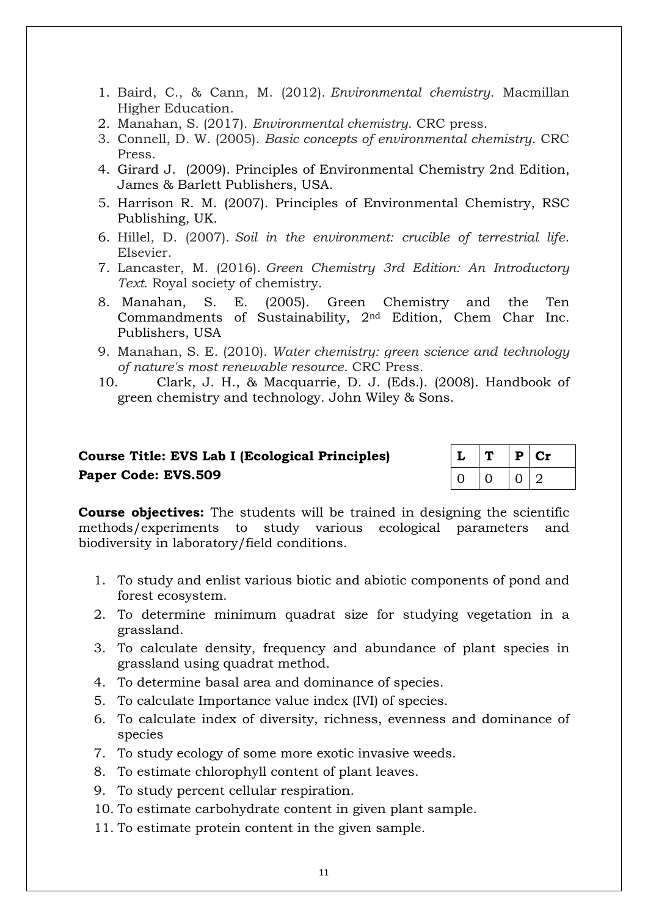1. Baird, C., & Cann, M. (2012). *Environmental chemistry*. Macmillan Higher Education.
2. Manahan, S. (2017). *Environmental chemistry*. CRC press.
3. Connell, D. W. (2005). *Basic concepts of environmental chemistry*. CRC Press.
4. Girard J. (2009). Principles of Environmental Chemistry 2nd Edition, James & Barlett Publishers, USA.
5. Harrison R. M. (2007). Principles of Environmental Chemistry, RSC Publishing, UK.
6. Hillel, D. (2007). *Soil in the environment: crucible of terrestrial life*. Elsevier.
7. Lancaster, M. (2016). *Green Chemistry 3rd Edition: An Introductory Text*. Royal society of chemistry.
8. Manahan, S. E. (2005). Green Chemistry and the Ten Commandments of Sustainability, 2nd Edition, Chem Char Inc. Publishers, USA
9. Manahan, S. E. (2010). *Water chemistry: green science and technology of nature's most renewable resource*. CRC Press.
10. Clark, J. H., & Macquarrie, D. J. (Eds.). (2008). Handbook of green chemistry and technology. John Wiley & Sons.

**Course Title: EVS Lab I (Ecological Principles)**
**Paper Code: EVS.509**

| L | T | P | Cr |
|---|---|---|---|
| 0 | 0 | 0 | 2 |

**Course objectives:** The students will be trained in designing the scientific methods/experiments to study various ecological parameters and biodiversity in laboratory/field conditions.

1. To study and enlist various biotic and abiotic components of pond and forest ecosystem.
2. To determine minimum quadrat size for studying vegetation in a grassland.
3. To calculate density, frequency and abundance of plant species in grassland using quadrat method.
4. To determine basal area and dominance of species.
5. To calculate Importance value index (IVI) of species.
6. To calculate index of diversity, richness, evenness and dominance of species
7. To study ecology of some more exotic invasive weeds.
8. To estimate chlorophyll content of plant leaves.
9. To study percent cellular respiration.
10. To estimate carbohydrate content in given plant sample.
11. To estimate protein content in the given sample.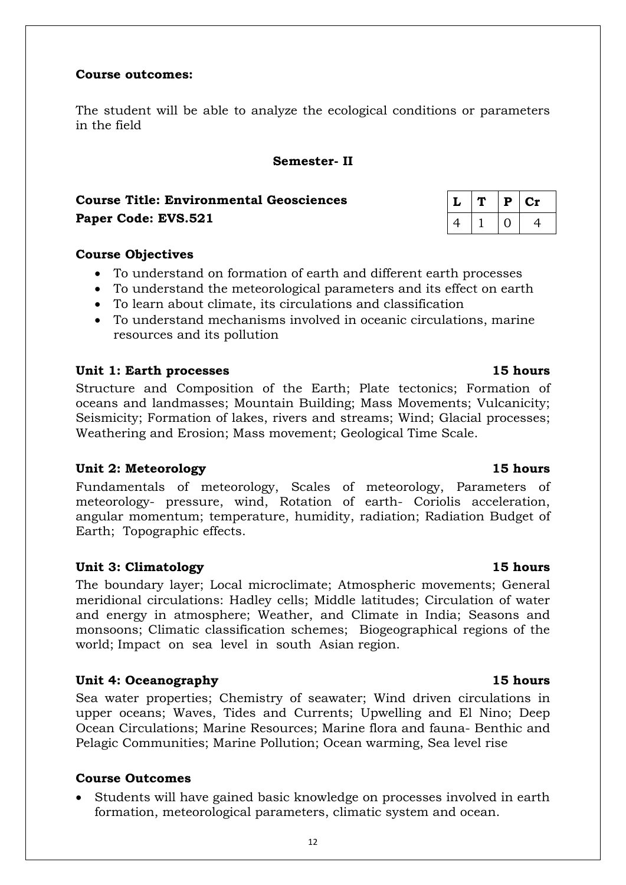**Course outcomes:**

The student will be able to analyze the ecological conditions or parameters in the field

**Semester- II**

**Course Title: Environmental Geosciences**
**Paper Code: EVS.521**

| L | T | P | Cr |
|---|---|---|---|
| 4 | 1 | 0 | 4 |

**Course Objectives**

- To understand on formation of earth and different earth processes
- To understand the meteorological parameters and its effect on earth
- To learn about climate, its circulations and classification
- To understand mechanisms involved in oceanic circulations, marine resources and its pollution

**Unit 1: Earth processes** **15 hours**

Structure and Composition of the Earth; Plate tectonics; Formation of oceans and landmasses; Mountain Building; Mass Movements; Vulcanicity; Seismicity; Formation of lakes, rivers and streams; Wind; Glacial processes; Weathering and Erosion; Mass movement; Geological Time Scale.

**Unit 2: Meteorology** **15 hours**

Fundamentals of meteorology, Scales of meteorology, Parameters of meteorology- pressure, wind, Rotation of earth- Coriolis acceleration, angular momentum; temperature, humidity, radiation; Radiation Budget of Earth; Topographic effects.

**Unit 3: Climatology** **15 hours**

The boundary layer; Local microclimate; Atmospheric movements; General meridional circulations: Hadley cells; Middle latitudes; Circulation of water and energy in atmosphere; Weather, and Climate in India; Seasons and monsoons; Climatic classification schemes; Biogeographical regions of the world; Impact on sea level in south Asian region.

**Unit 4: Oceanography** **15 hours**

Sea water properties; Chemistry of seawater; Wind driven circulations in upper oceans; Waves, Tides and Currents; Upwelling and El Nino; Deep Ocean Circulations; Marine Resources; Marine flora and fauna- Benthic and Pelagic Communities; Marine Pollution; Ocean warming, Sea level rise

**Course Outcomes**

- Students will have gained basic knowledge on processes involved in earth formation, meteorological parameters, climatic system and ocean.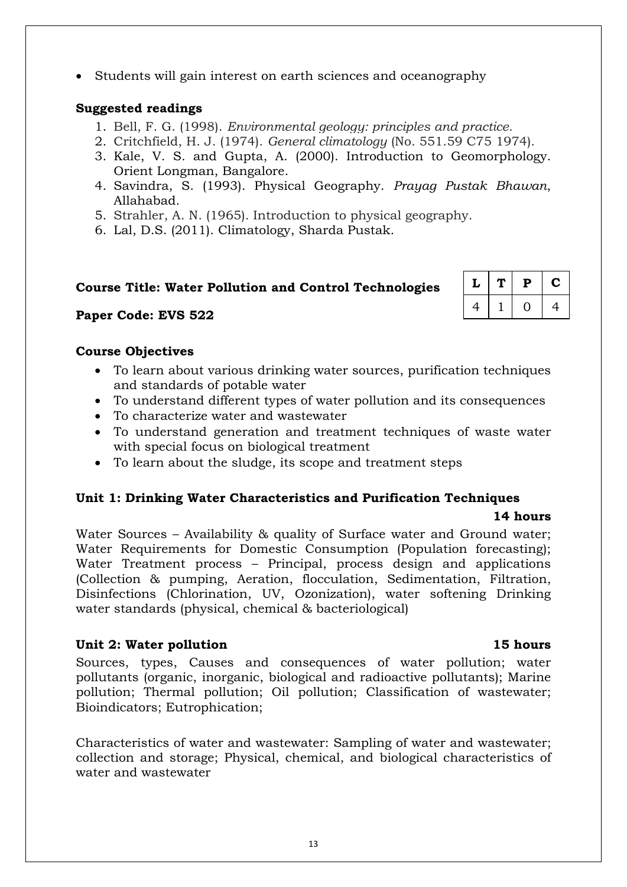- Students will gain interest on earth sciences and oceanography

**Suggested readings**

1. Bell, F. G. (1998). *Environmental geology: principles and practice*.
2. Critchfield, H. J. (1974). *General climatology* (No. 551.59 C75 1974).
3. Kale, V. S. and Gupta, A. (2000). Introduction to Geomorphology. Orient Longman, Bangalore.
4. Savindra, S. (1993). Physical Geography. *Prayag Pustak Bhawan*, Allahabad.
5. Strahler, A. N. (1965). Introduction to physical geography.
6. Lal, D.S. (2011). Climatology, Sharda Pustak.

**Course Title: Water Pollution and Control Technologies**

**Paper Code: EVS 522**

| L | T | P | C |
|---|---|---|---|
| 4 | 1 | 0 | 4 |

**Course Objectives**

- To learn about various drinking water sources, purification techniques and standards of potable water
- To understand different types of water pollution and its consequences
- To characterize water and wastewater
- To understand generation and treatment techniques of waste water with special focus on biological treatment
- To learn about the sludge, its scope and treatment steps

**Unit 1: Drinking Water Characteristics and Purification Techniques** **14 hours**

Water Sources – Availability & quality of Surface water and Ground water; Water Requirements for Domestic Consumption (Population forecasting); Water Treatment process – Principal, process design and applications (Collection & pumping, Aeration, flocculation, Sedimentation, Filtration, Disinfections (Chlorination, UV, Ozonization), water softening Drinking water standards (physical, chemical & bacteriological)

**Unit 2: Water pollution** **15 hours**

Sources, types, Causes and consequences of water pollution; water pollutants (organic, inorganic, biological and radioactive pollutants); Marine pollution; Thermal pollution; Oil pollution; Classification of wastewater; Bioindicators; Eutrophication;

Characteristics of water and wastewater: Sampling of water and wastewater; collection and storage; Physical, chemical, and biological characteristics of water and wastewater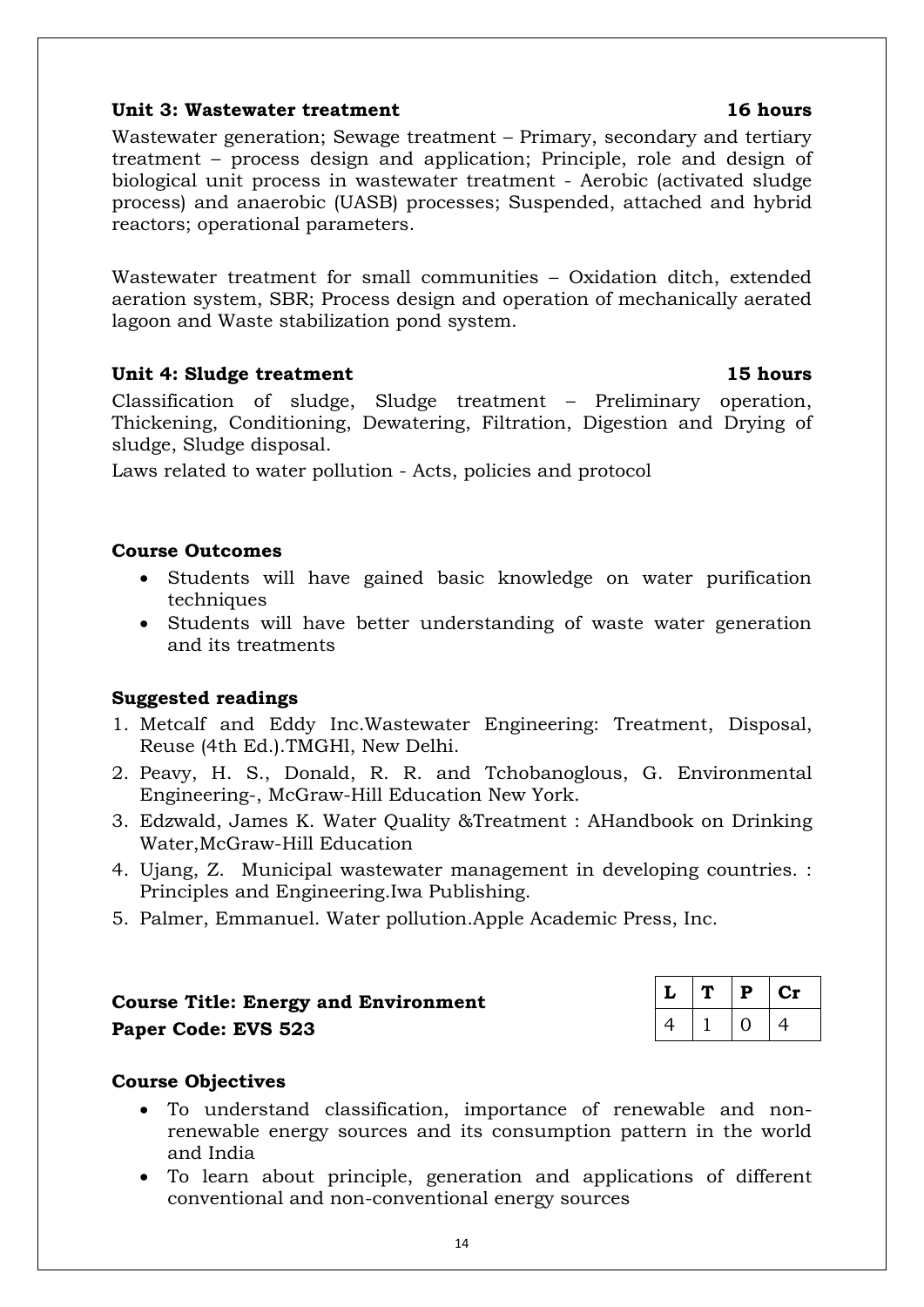**Unit 3: Wastewater treatment 16 hours**

Wastewater generation; Sewage treatment – Primary, secondary and tertiary treatment – process design and application; Principle, role and design of biological unit process in wastewater treatment - Aerobic (activated sludge process) and anaerobic (UASB) processes; Suspended, attached and hybrid reactors; operational parameters.

Wastewater treatment for small communities – Oxidation ditch, extended aeration system, SBR; Process design and operation of mechanically aerated lagoon and Waste stabilization pond system.

**Unit 4: Sludge treatment 15 hours**

Classification of sludge, Sludge treatment – Preliminary operation, Thickening, Conditioning, Dewatering, Filtration, Digestion and Drying of sludge, Sludge disposal.

Laws related to water pollution - Acts, policies and protocol

**Course Outcomes**

- Students will have gained basic knowledge on water purification techniques
- Students will have better understanding of waste water generation and its treatments

**Suggested readings**

1. Metcalf and Eddy Inc.Wastewater Engineering: Treatment, Disposal, Reuse (4th Ed.).TMGHl, New Delhi.
2. Peavy, H. S., Donald, R. R. and Tchobanoglous, G. Environmental Engineering-, McGraw-Hill Education New York.
3. Edzwald, James K. Water Quality &Treatment : AHandbook on Drinking Water,McGraw-Hill Education
4. Ujang, Z. Municipal wastewater management in developing countries. : Principles and Engineering.Iwa Publishing.
5. Palmer, Emmanuel. Water pollution.Apple Academic Press, Inc.

**Course Title: Energy and Environment**
**Paper Code: EVS 523**

| L | T | P | Cr |
|---|---|---|---|
| 4 | 1 | 0 | 4 |

**Course Objectives**

- To understand classification, importance of renewable and non-renewable energy sources and its consumption pattern in the world and India
- To learn about principle, generation and applications of different conventional and non-conventional energy sources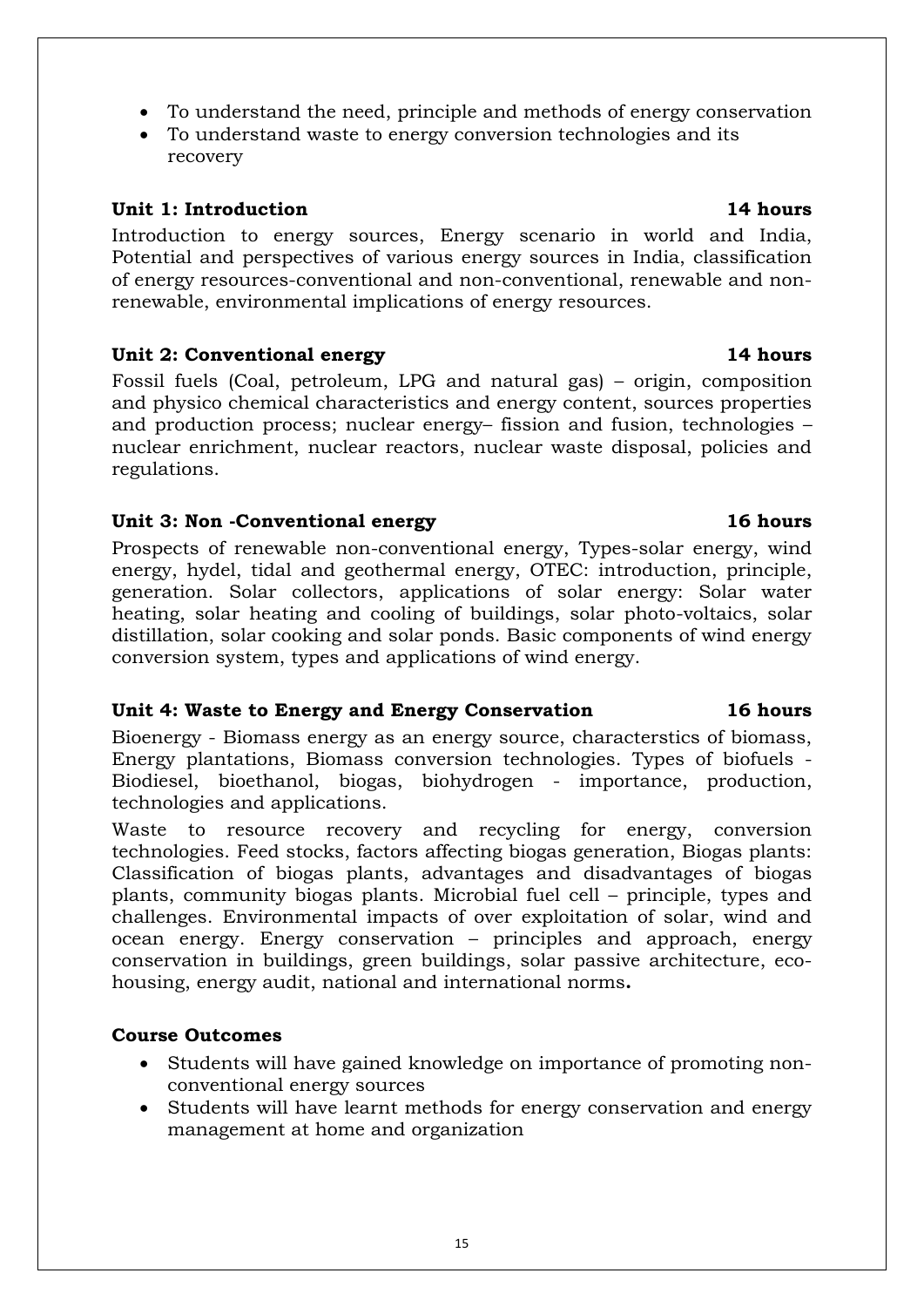- To understand the need, principle and methods of energy conservation
- To understand waste to energy conversion technologies and its recovery

**Unit 1: Introduction** **14 hours**

Introduction to energy sources, Energy scenario in world and India, Potential and perspectives of various energy sources in India, classification of energy resources-conventional and non-conventional, renewable and non-renewable, environmental implications of energy resources.

**Unit 2: Conventional energy** **14 hours**

Fossil fuels (Coal, petroleum, LPG and natural gas) – origin, composition and physico chemical characteristics and energy content, sources properties and production process; nuclear energy– fission and fusion, technologies – nuclear enrichment, nuclear reactors, nuclear waste disposal, policies and regulations.

**Unit 3: Non -Conventional energy** **16 hours**

Prospects of renewable non-conventional energy, Types-solar energy, wind energy, hydel, tidal and geothermal energy, OTEC: introduction, principle, generation. Solar collectors, applications of solar energy: Solar water heating, solar heating and cooling of buildings, solar photo-voltaics, solar distillation, solar cooking and solar ponds. Basic components of wind energy conversion system, types and applications of wind energy.

**Unit 4: Waste to Energy and Energy Conservation** **16 hours**

Bioenergy - Biomass energy as an energy source, characterstics of biomass, Energy plantations, Biomass conversion technologies. Types of biofuels - Biodiesel, bioethanol, biogas, biohydrogen - importance, production, technologies and applications.

Waste to resource recovery and recycling for energy, conversion technologies. Feed stocks, factors affecting biogas generation, Biogas plants: Classification of biogas plants, advantages and disadvantages of biogas plants, community biogas plants. Microbial fuel cell – principle, types and challenges. Environmental impacts of over exploitation of solar, wind and ocean energy. Energy conservation – principles and approach, energy conservation in buildings, green buildings, solar passive architecture, eco-housing, energy audit, national and international norms**.**

**Course Outcomes**

- Students will have gained knowledge on importance of promoting non-conventional energy sources
- Students will have learnt methods for energy conservation and energy management at home and organization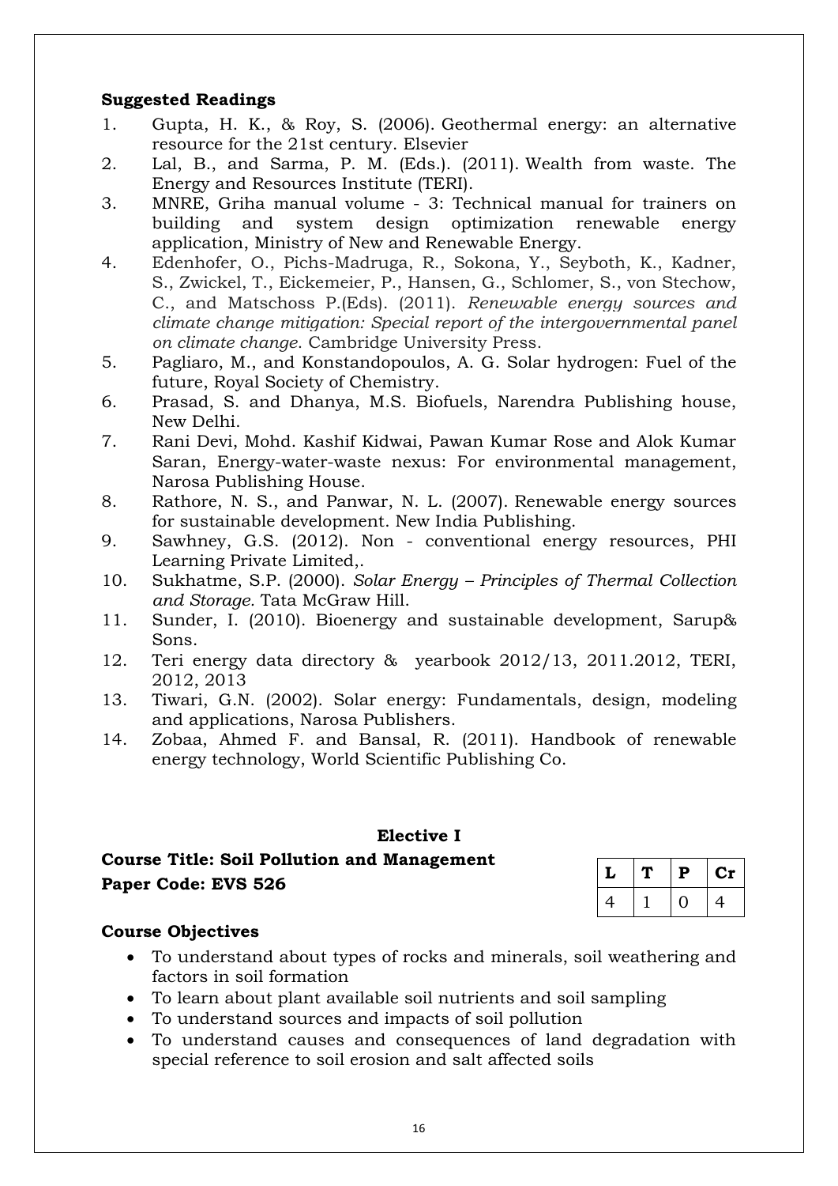**Suggested Readings**

1. Gupta, H. K., & Roy, S. (2006). Geothermal energy: an alternative resource for the 21st century. Elsevier
2. Lal, B., and Sarma, P. M. (Eds.). (2011). Wealth from waste. The Energy and Resources Institute (TERI).
3. MNRE, Griha manual volume - 3: Technical manual for trainers on building and system design optimization renewable energy application, Ministry of New and Renewable Energy.
4. Edenhofer, O., Pichs-Madruga, R., Sokona, Y., Seyboth, K., Kadner, S., Zwickel, T., Eickemeier, P., Hansen, G., Schlomer, S., von Stechow, C., and Matschoss P.(Eds). (2011). *Renewable energy sources and climate change mitigation: Special report of the intergovernmental panel on climate change*. Cambridge University Press.
5. Pagliaro, M., and Konstandopoulos, A. G. Solar hydrogen: Fuel of the future, Royal Society of Chemistry.
6. Prasad, S. and Dhanya, M.S. Biofuels, Narendra Publishing house, New Delhi.
7. Rani Devi, Mohd. Kashif Kidwai, Pawan Kumar Rose and Alok Kumar Saran, Energy-water-waste nexus: For environmental management, Narosa Publishing House.
8. Rathore, N. S., and Panwar, N. L. (2007). Renewable energy sources for sustainable development. New India Publishing.
9. Sawhney, G.S. (2012). Non - conventional energy resources, PHI Learning Private Limited,.
10. Sukhatme, S.P. (2000). *Solar Energy – Principles of Thermal Collection and Storage.* Tata McGraw Hill.
11. Sunder, I. (2010). Bioenergy and sustainable development, Sarup& Sons.
12. Teri energy data directory & yearbook 2012/13, 2011.2012, TERI, 2012, 2013
13. Tiwari, G.N. (2002). Solar energy: Fundamentals, design, modeling and applications, Narosa Publishers.
14. Zobaa, Ahmed F. and Bansal, R. (2011). Handbook of renewable energy technology, World Scientific Publishing Co.

**Elective I**

**Course Title: Soil Pollution and Management**
**Paper Code: EVS 526**

| L | T | P | Cr |
|---|---|---|---|
| 4 | 1 | 0 | 4 |

**Course Objectives**

- To understand about types of rocks and minerals, soil weathering and factors in soil formation
- To learn about plant available soil nutrients and soil sampling
- To understand sources and impacts of soil pollution
- To understand causes and consequences of land degradation with special reference to soil erosion and salt affected soils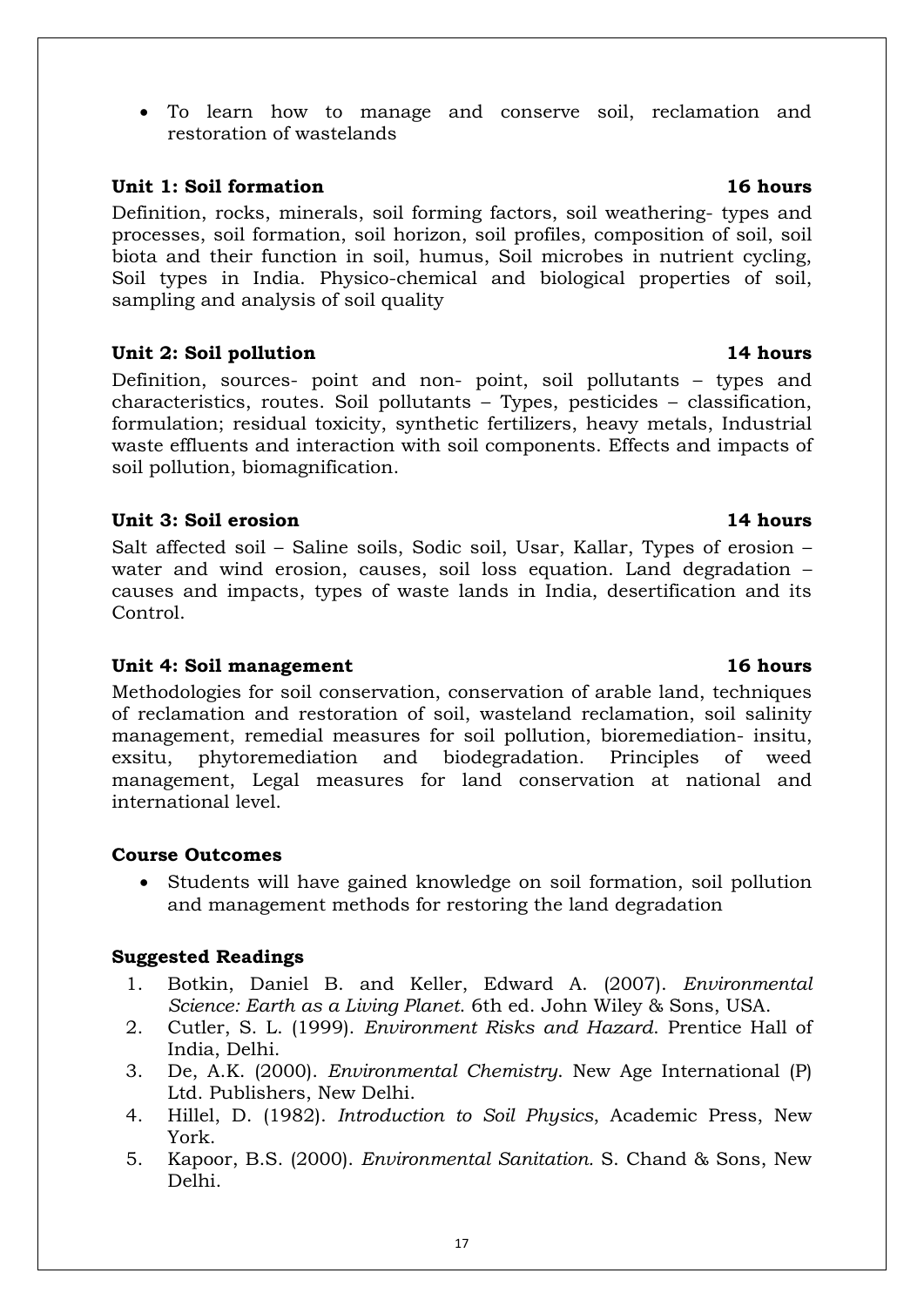- To learn how to manage and conserve soil, reclamation and restoration of wastelands

**Unit 1: Soil formation** **16 hours**

Definition, rocks, minerals, soil forming factors, soil weathering- types and processes, soil formation, soil horizon, soil profiles, composition of soil, soil biota and their function in soil, humus, Soil microbes in nutrient cycling, Soil types in India. Physico-chemical and biological properties of soil, sampling and analysis of soil quality

**Unit 2: Soil pollution** **14 hours**

Definition, sources- point and non- point, soil pollutants – types and characteristics, routes. Soil pollutants – Types, pesticides – classification, formulation; residual toxicity, synthetic fertilizers, heavy metals, Industrial waste effluents and interaction with soil components. Effects and impacts of soil pollution, biomagnification.

**Unit 3: Soil erosion** **14 hours**

Salt affected soil – Saline soils, Sodic soil, Usar, Kallar, Types of erosion – water and wind erosion, causes, soil loss equation. Land degradation – causes and impacts, types of waste lands in India, desertification and its Control.

**Unit 4: Soil management** **16 hours**

Methodologies for soil conservation, conservation of arable land, techniques of reclamation and restoration of soil, wasteland reclamation, soil salinity management, remedial measures for soil pollution, bioremediation- insitu, exsitu, phytoremediation and biodegradation. Principles of weed management, Legal measures for land conservation at national and international level.

**Course Outcomes**

- Students will have gained knowledge on soil formation, soil pollution and management methods for restoring the land degradation

**Suggested Readings**

1. Botkin, Daniel B. and Keller, Edward A. (2007). *Environmental Science: Earth as a Living Planet*. 6th ed. John Wiley & Sons, USA.
2. Cutler, S. L. (1999). *Environment Risks and Hazard*. Prentice Hall of India, Delhi.
3. De, A.K. (2000). *Environmental Chemistry*. New Age International (P) Ltd. Publishers, New Delhi.
4. Hillel, D. (1982). *Introduction to Soil Physics*, Academic Press, New York.
5. Kapoor, B.S. (2000). *Environmental Sanitation.* S. Chand & Sons, New Delhi.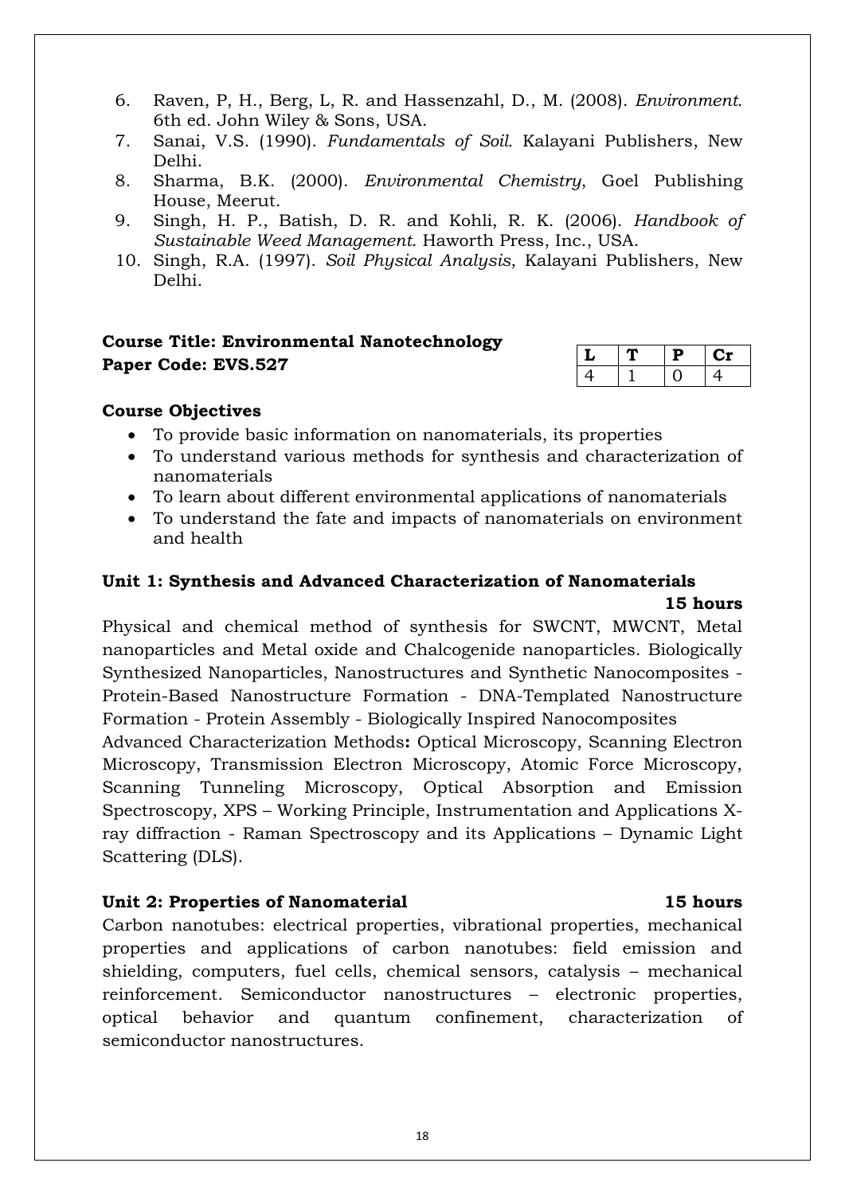6. Raven, P, H., Berg, L, R. and Hassenzahl, D., M. (2008). *Environment*. 6th ed. John Wiley & Sons, USA.
7. Sanai, V.S. (1990). *Fundamentals of Soil*. Kalayani Publishers, New Delhi.
8. Sharma, B.K. (2000). *Environmental Chemistry*, Goel Publishing House, Meerut.
9. Singh, H. P., Batish, D. R. and Kohli, R. K. (2006). *Handbook of Sustainable Weed Management*. Haworth Press, Inc., USA.
10. Singh, R.A. (1997). *Soil Physical Analysis*, Kalayani Publishers, New Delhi.

**Course Title: Environmental Nanotechnology**
**Paper Code: EVS.527**

| L | T | P | Cr |
|---|---|---|---|
| 4 | 1 | 0 | 4 |

**Course Objectives**

- To provide basic information on nanomaterials, its properties
- To understand various methods for synthesis and characterization of nanomaterials
- To learn about different environmental applications of nanomaterials
- To understand the fate and impacts of nanomaterials on environment and health

**Unit 1: Synthesis and Advanced Characterization of Nanomaterials** **15 hours**

Physical and chemical method of synthesis for SWCNT, MWCNT, Metal nanoparticles and Metal oxide and Chalcogenide nanoparticles. Biologically Synthesized Nanoparticles, Nanostructures and Synthetic Nanocomposites - Protein-Based Nanostructure Formation - DNA-Templated Nanostructure Formation - Protein Assembly - Biologically Inspired Nanocomposites

Advanced Characterization Methods**:** Optical Microscopy, Scanning Electron Microscopy, Transmission Electron Microscopy, Atomic Force Microscopy, Scanning Tunneling Microscopy, Optical Absorption and Emission Spectroscopy, XPS – Working Principle, Instrumentation and Applications X-ray diffraction - Raman Spectroscopy and its Applications – Dynamic Light Scattering (DLS).

**Unit 2: Properties of Nanomaterial** **15 hours**

Carbon nanotubes: electrical properties, vibrational properties, mechanical properties and applications of carbon nanotubes: field emission and shielding, computers, fuel cells, chemical sensors, catalysis – mechanical reinforcement. Semiconductor nanostructures – electronic properties, optical behavior and quantum confinement, characterization of semiconductor nanostructures.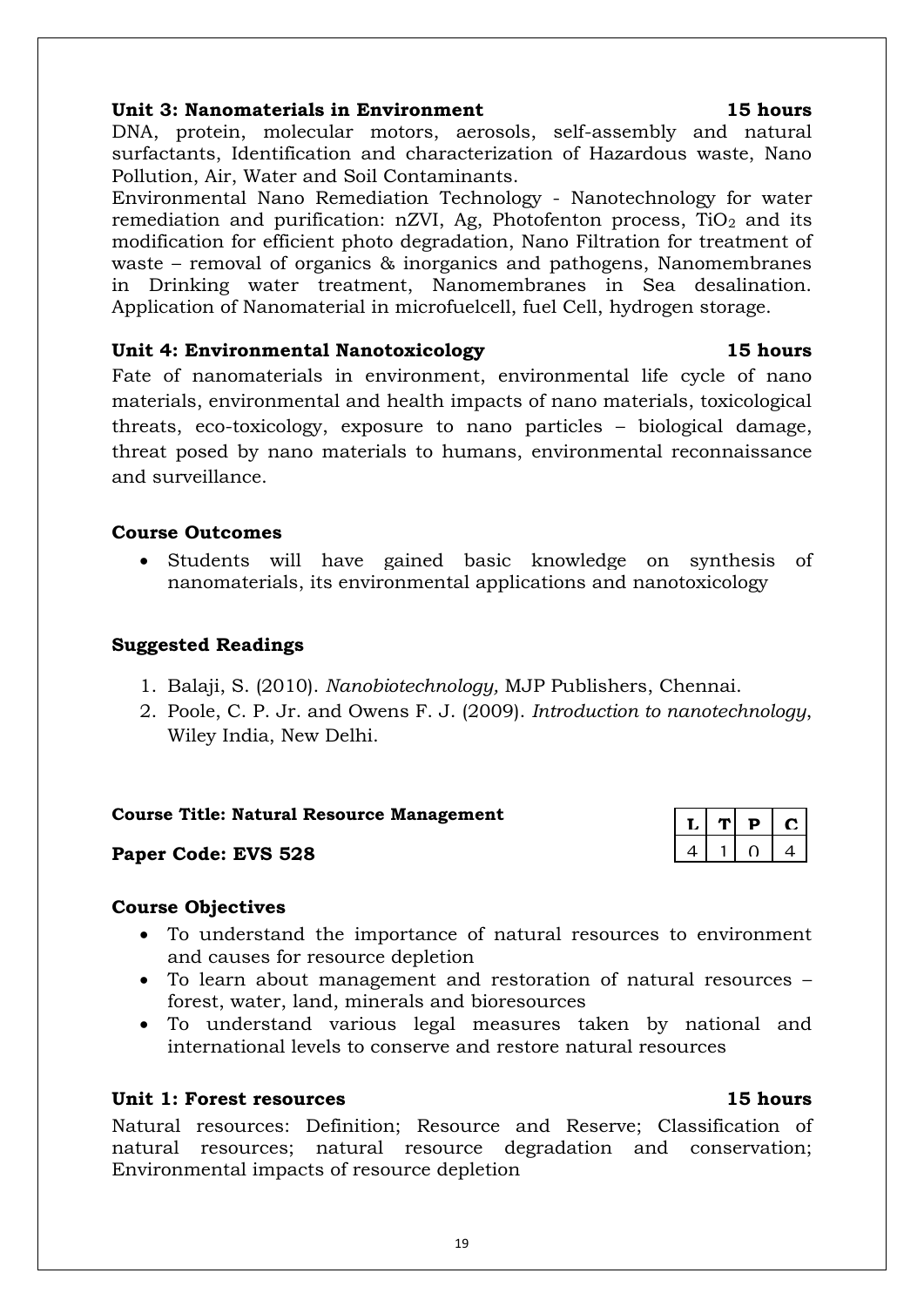**Unit 3: Nanomaterials in Environment 15 hours**

DNA, protein, molecular motors, aerosols, self-assembly and natural surfactants, Identification and characterization of Hazardous waste, Nano Pollution, Air, Water and Soil Contaminants.

Environmental Nano Remediation Technology - Nanotechnology for water remediation and purification: nZVI, Ag, Photofenton process, $TiO_2$ and its modification for efficient photo degradation, Nano Filtration for treatment of waste – removal of organics & inorganics and pathogens, Nanomembranes in Drinking water treatment, Nanomembranes in Sea desalination. Application of Nanomaterial in microfuelcell, fuel Cell, hydrogen storage.

**Unit 4: Environmental Nanotoxicology 15 hours**

Fate of nanomaterials in environment, environmental life cycle of nano materials, environmental and health impacts of nano materials, toxicological threats, eco-toxicology, exposure to nano particles – biological damage, threat posed by nano materials to humans, environmental reconnaissance and surveillance.

**Course Outcomes**

- Students will have gained basic knowledge on synthesis of nanomaterials, its environmental applications and nanotoxicology

**Suggested Readings**

1. Balaji, S. (2010). *Nanobiotechnology,* MJP Publishers, Chennai.
2. Poole, C. P. Jr. and Owens F. J. (2009). *Introduction to nanotechnology*, Wiley India, New Delhi.

**Course Title: Natural Resource Management**

**Paper Code: EVS 528**

| L | T | P | C |
|---|---|---|---|
| 4 | 1 | 0 | 4 |

**Course Objectives**

- To understand the importance of natural resources to environment and causes for resource depletion
- To learn about management and restoration of natural resources – forest, water, land, minerals and bioresources
- To understand various legal measures taken by national and international levels to conserve and restore natural resources

**Unit 1: Forest resources 15 hours**

Natural resources: Definition; Resource and Reserve; Classification of natural resources; natural resource degradation and conservation; Environmental impacts of resource depletion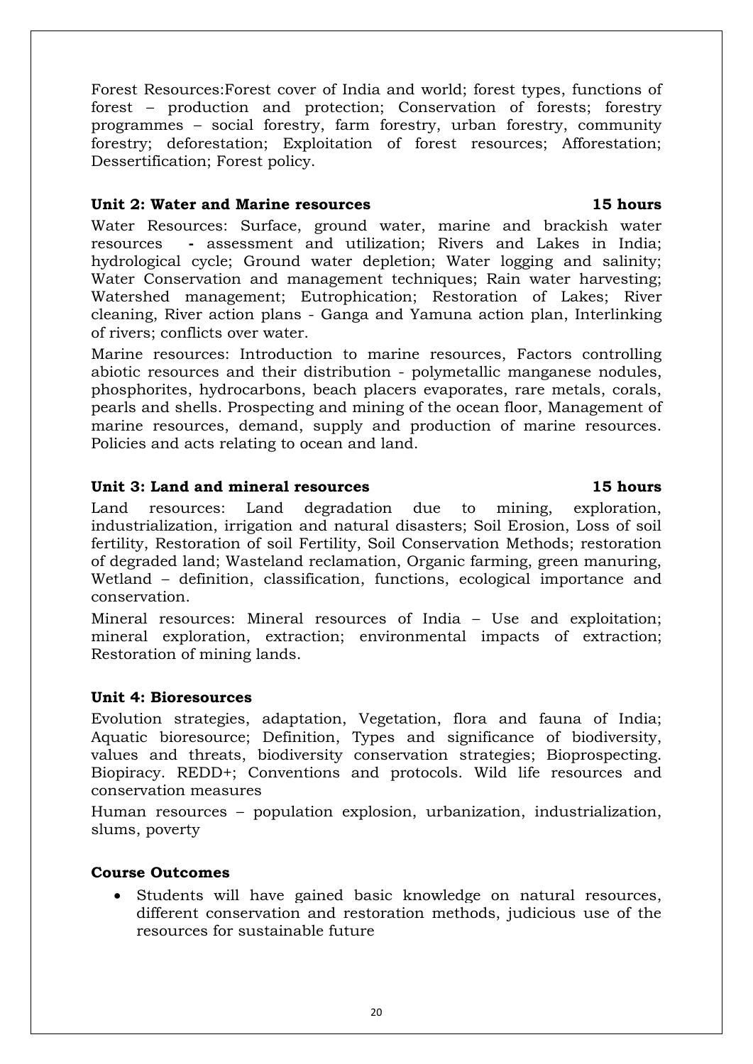Forest Resources:Forest cover of India and world; forest types, functions of forest – production and protection; Conservation of forests; forestry programmes – social forestry, farm forestry, urban forestry, community forestry; deforestation; Exploitation of forest resources; Afforestation; Dessertification; Forest policy.

**Unit 2: Water and Marine resources 15 hours**

Water Resources: Surface, ground water, marine and brackish water resources **-** assessment and utilization; Rivers and Lakes in India; hydrological cycle; Ground water depletion; Water logging and salinity; Water Conservation and management techniques; Rain water harvesting; Watershed management; Eutrophication; Restoration of Lakes; River cleaning, River action plans - Ganga and Yamuna action plan, Interlinking of rivers; conflicts over water.

Marine resources: Introduction to marine resources, Factors controlling abiotic resources and their distribution - polymetallic manganese nodules, phosphorites, hydrocarbons, beach placers evaporates, rare metals, corals, pearls and shells. Prospecting and mining of the ocean floor, Management of marine resources, demand, supply and production of marine resources. Policies and acts relating to ocean and land.

**Unit 3: Land and mineral resources 15 hours**

Land resources: Land degradation due to mining, exploration, industrialization, irrigation and natural disasters; Soil Erosion, Loss of soil fertility, Restoration of soil Fertility, Soil Conservation Methods; restoration of degraded land; Wasteland reclamation, Organic farming, green manuring, Wetland – definition, classification, functions, ecological importance and conservation.

Mineral resources: Mineral resources of India – Use and exploitation; mineral exploration, extraction; environmental impacts of extraction; Restoration of mining lands.

**Unit 4: Bioresources**

Evolution strategies, adaptation, Vegetation, flora and fauna of India; Aquatic bioresource; Definition, Types and significance of biodiversity, values and threats, biodiversity conservation strategies; Bioprospecting. Biopiracy. REDD+; Conventions and protocols. Wild life resources and conservation measures

Human resources – population explosion, urbanization, industrialization, slums, poverty

**Course Outcomes**

- Students will have gained basic knowledge on natural resources, different conservation and restoration methods, judicious use of the resources for sustainable future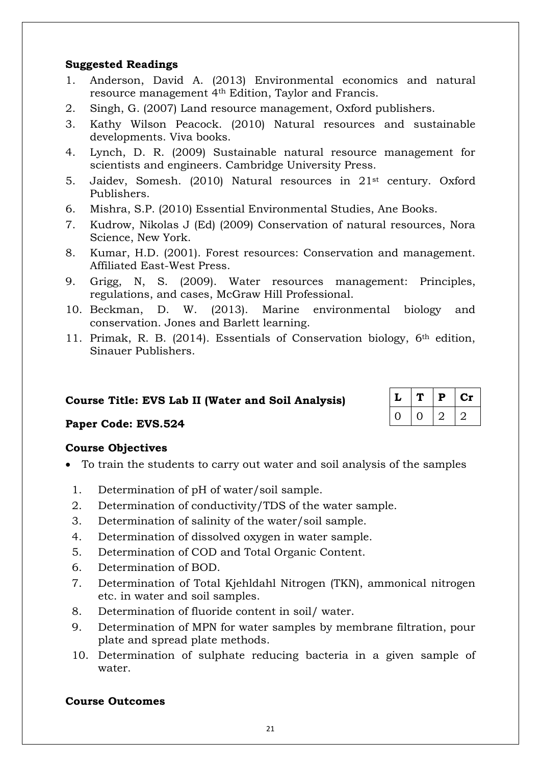**Suggested Readings**

1. Anderson, David A. (2013) Environmental economics and natural resource management 4th Edition, Taylor and Francis.
2. Singh, G. (2007) Land resource management, Oxford publishers.
3. Kathy Wilson Peacock. (2010) Natural resources and sustainable developments. Viva books.
4. Lynch, D. R. (2009) Sustainable natural resource management for scientists and engineers. Cambridge University Press.
5. Jaidev, Somesh. (2010) Natural resources in 21st century. Oxford Publishers.
6. Mishra, S.P. (2010) Essential Environmental Studies, Ane Books.
7. Kudrow, Nikolas J (Ed) (2009) Conservation of natural resources, Nora Science, New York.
8. Kumar, H.D. (2001). Forest resources: Conservation and management. Affiliated East-West Press.
9. Grigg, N, S. (2009). Water resources management: Principles, regulations, and cases, McGraw Hill Professional.
10. Beckman, D. W. (2013). Marine environmental biology and conservation. Jones and Barlett learning.
11. Primak, R. B. (2014). Essentials of Conservation biology, 6th edition, Sinauer Publishers.

**Course Title: EVS Lab II (Water and Soil Analysis)**

**Paper Code: EVS.524**

| L | T | P | Cr |
|---|---|---|---|
| 0 | 0 | 2 | 2 |

**Course Objectives**

- To train the students to carry out water and soil analysis of the samples

1. Determination of pH of water/soil sample.
2. Determination of conductivity/TDS of the water sample.
3. Determination of salinity of the water/soil sample.
4. Determination of dissolved oxygen in water sample.
5. Determination of COD and Total Organic Content.
6. Determination of BOD.
7. Determination of Total Kjehldahl Nitrogen (TKN), ammonical nitrogen etc. in water and soil samples.
8. Determination of fluoride content in soil/ water.
9. Determination of MPN for water samples by membrane filtration, pour plate and spread plate methods.
10. Determination of sulphate reducing bacteria in a given sample of water.

**Course Outcomes**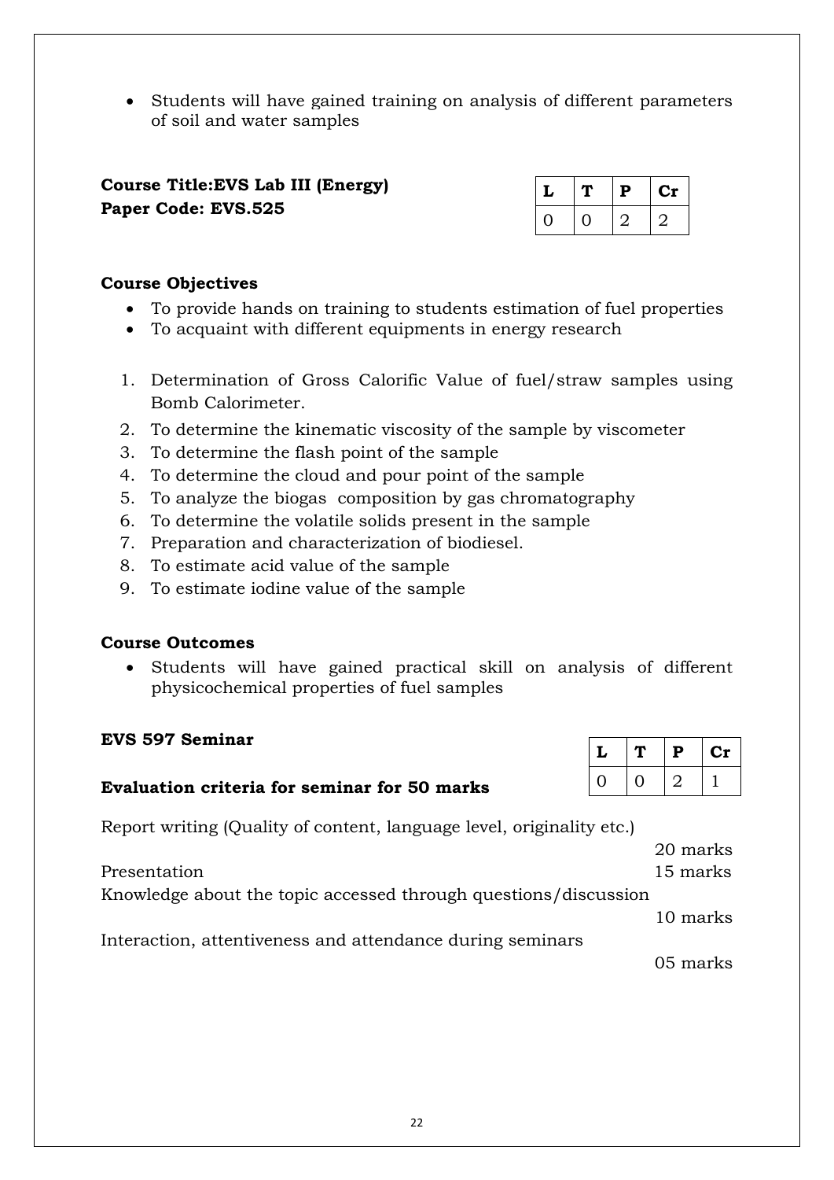- Students will have gained training on analysis of different parameters of soil and water samples

**Course Title:EVS Lab III (Energy)**
**Paper Code: EVS.525**

| L | T | P | Cr |
|---|---|---|---|
| 0 | 0 | 2 | 2 |

**Course Objectives**

- To provide hands on training to students estimation of fuel properties
- To acquaint with different equipments in energy research

1. Determination of Gross Calorific Value of fuel/straw samples using Bomb Calorimeter.
2. To determine the kinematic viscosity of the sample by viscometer
3. To determine the flash point of the sample
4. To determine the cloud and pour point of the sample
5. To analyze the biogas composition by gas chromatography
6. To determine the volatile solids present in the sample
7. Preparation and characterization of biodiesel.
8. To estimate acid value of the sample
9. To estimate iodine value of the sample

**Course Outcomes**

- Students will have gained practical skill on analysis of different physicochemical properties of fuel samples

**EVS 597 Seminar**

| L | T | P | Cr |
|---|---|---|---|
| 0 | 0 | 2 | 1 |

**Evaluation criteria for seminar for 50 marks**

Report writing (Quality of content, language level, originality etc.) 20 marks

Presentation 15 marks

Knowledge about the topic accessed through questions/discussion 10 marks

Interaction, attentiveness and attendance during seminars 05 marks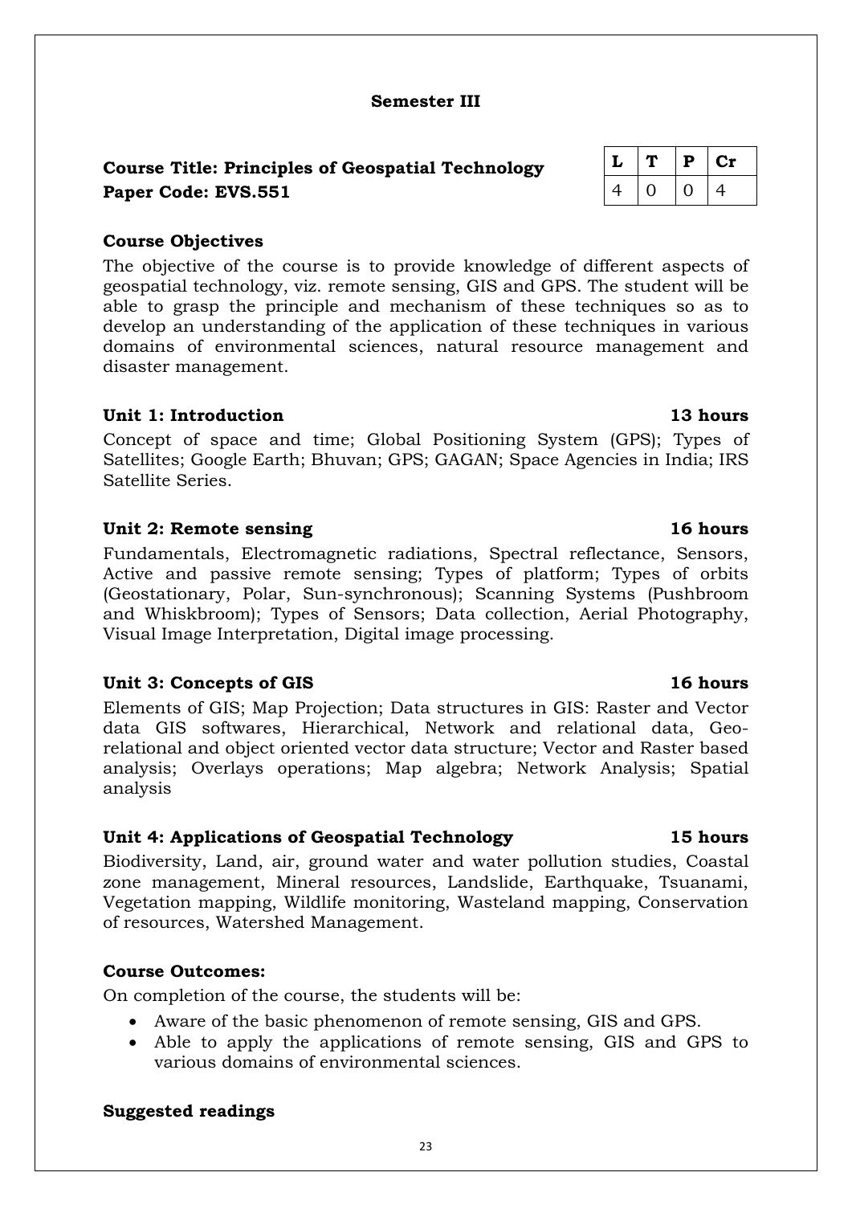**Semester III**

**Course Title: Principles of Geospatial Technology**
**Paper Code: EVS.551**

| L | T | P | Cr |
|---|---|---|---|
| 4 | 0 | 0 | 4 |

**Course Objectives**

The objective of the course is to provide knowledge of different aspects of geospatial technology, viz. remote sensing, GIS and GPS. The student will be able to grasp the principle and mechanism of these techniques so as to develop an understanding of the application of these techniques in various domains of environmental sciences, natural resource management and disaster management.

**Unit 1: Introduction** **13 hours**

Concept of space and time; Global Positioning System (GPS); Types of Satellites; Google Earth; Bhuvan; GPS; GAGAN; Space Agencies in India; IRS Satellite Series.

**Unit 2: Remote sensing** **16 hours**

Fundamentals, Electromagnetic radiations, Spectral reflectance, Sensors, Active and passive remote sensing; Types of platform; Types of orbits (Geostationary, Polar, Sun-synchronous); Scanning Systems (Pushbroom and Whiskbroom); Types of Sensors; Data collection, Aerial Photography, Visual Image Interpretation, Digital image processing.

**Unit 3: Concepts of GIS** **16 hours**

Elements of GIS; Map Projection; Data structures in GIS: Raster and Vector data GIS softwares, Hierarchical, Network and relational data, Geo-relational and object oriented vector data structure; Vector and Raster based analysis; Overlays operations; Map algebra; Network Analysis; Spatial analysis

**Unit 4: Applications of Geospatial Technology** **15 hours**

Biodiversity, Land, air, ground water and water pollution studies, Coastal zone management, Mineral resources, Landslide, Earthquake, Tsuanami, Vegetation mapping, Wildlife monitoring, Wasteland mapping, Conservation of resources, Watershed Management.

**Course Outcomes:**

On completion of the course, the students will be:

- Aware of the basic phenomenon of remote sensing, GIS and GPS.
- Able to apply the applications of remote sensing, GIS and GPS to various domains of environmental sciences.

**Suggested readings**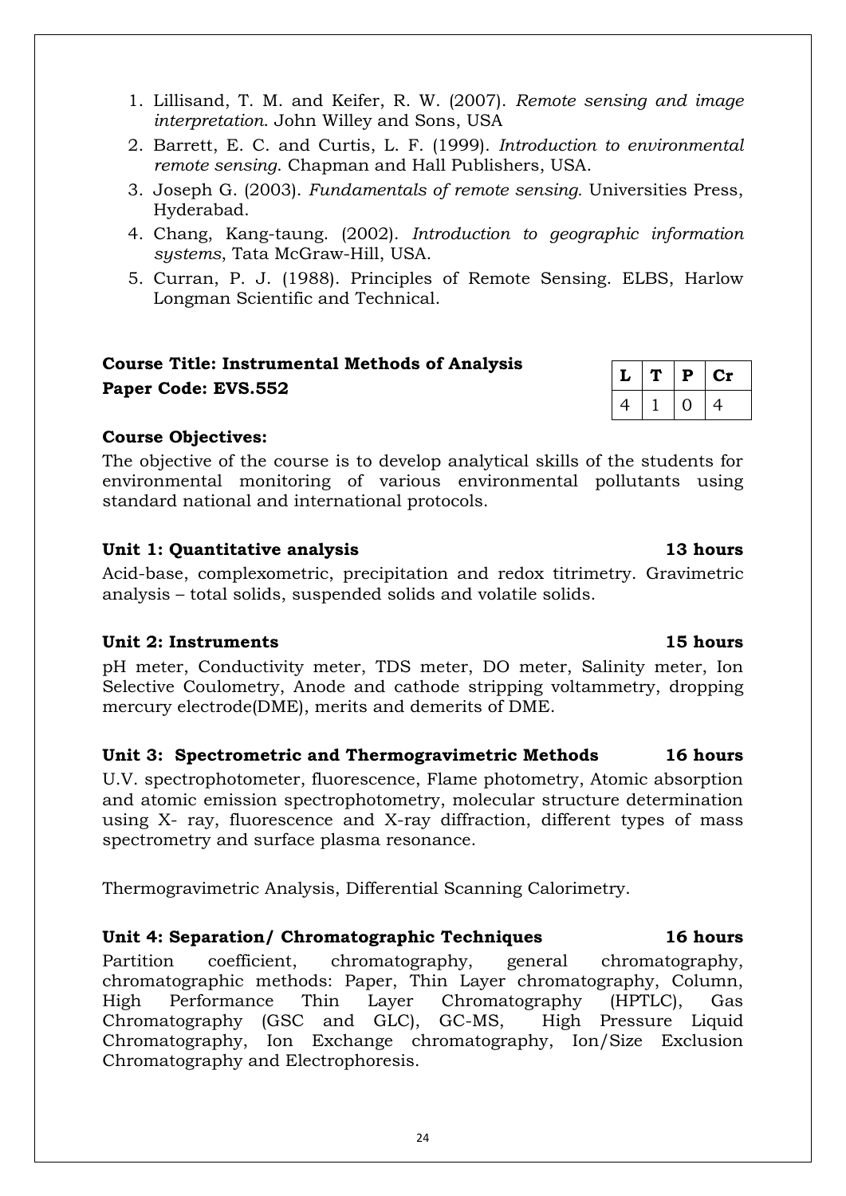1. Lillisand, T. M. and Keifer, R. W. (2007). *Remote sensing and image interpretation*. John Willey and Sons, USA
2. Barrett, E. C. and Curtis, L. F. (1999). *Introduction to environmental remote sensing*. Chapman and Hall Publishers, USA.
3. Joseph G. (2003). *Fundamentals of remote sensing.* Universities Press, Hyderabad.
4. Chang, Kang-taung. (2002). *Introduction to geographic information systems*, Tata McGraw-Hill, USA.
5. Curran, P. J. (1988). Principles of Remote Sensing. ELBS, Harlow Longman Scientific and Technical.

**Course Title: Instrumental Methods of Analysis**
**Paper Code: EVS.552**

| L | T | P | Cr |
|---|---|---|---|
| 4 | 1 | 0 | 4 |

**Course Objectives:**

The objective of the course is to develop analytical skills of the students for environmental monitoring of various environmental pollutants using standard national and international protocols.

**Unit 1: Quantitative analysis** **13 hours**

Acid-base, complexometric, precipitation and redox titrimetry. Gravimetric analysis – total solids, suspended solids and volatile solids.

**Unit 2: Instruments** **15 hours**

pH meter, Conductivity meter, TDS meter, DO meter, Salinity meter, Ion Selective Coulometry, Anode and cathode stripping voltammetry, dropping mercury electrode(DME), merits and demerits of DME.

**Unit 3: Spectrometric and Thermogravimetric Methods** **16 hours**

U.V. spectrophotometer, fluorescence, Flame photometry, Atomic absorption and atomic emission spectrophotometry, molecular structure determination using X- ray, fluorescence and X-ray diffraction, different types of mass spectrometry and surface plasma resonance.

Thermogravimetric Analysis, Differential Scanning Calorimetry.

**Unit 4: Separation/ Chromatographic Techniques** **16 hours**

Partition coefficient, chromatography, general chromatography, chromatographic methods: Paper, Thin Layer chromatography, Column, High Performance Thin Layer Chromatography (HPTLC), Gas Chromatography (GSC and GLC), GC-MS, High Pressure Liquid Chromatography, Ion Exchange chromatography, Ion/Size Exclusion Chromatography and Electrophoresis.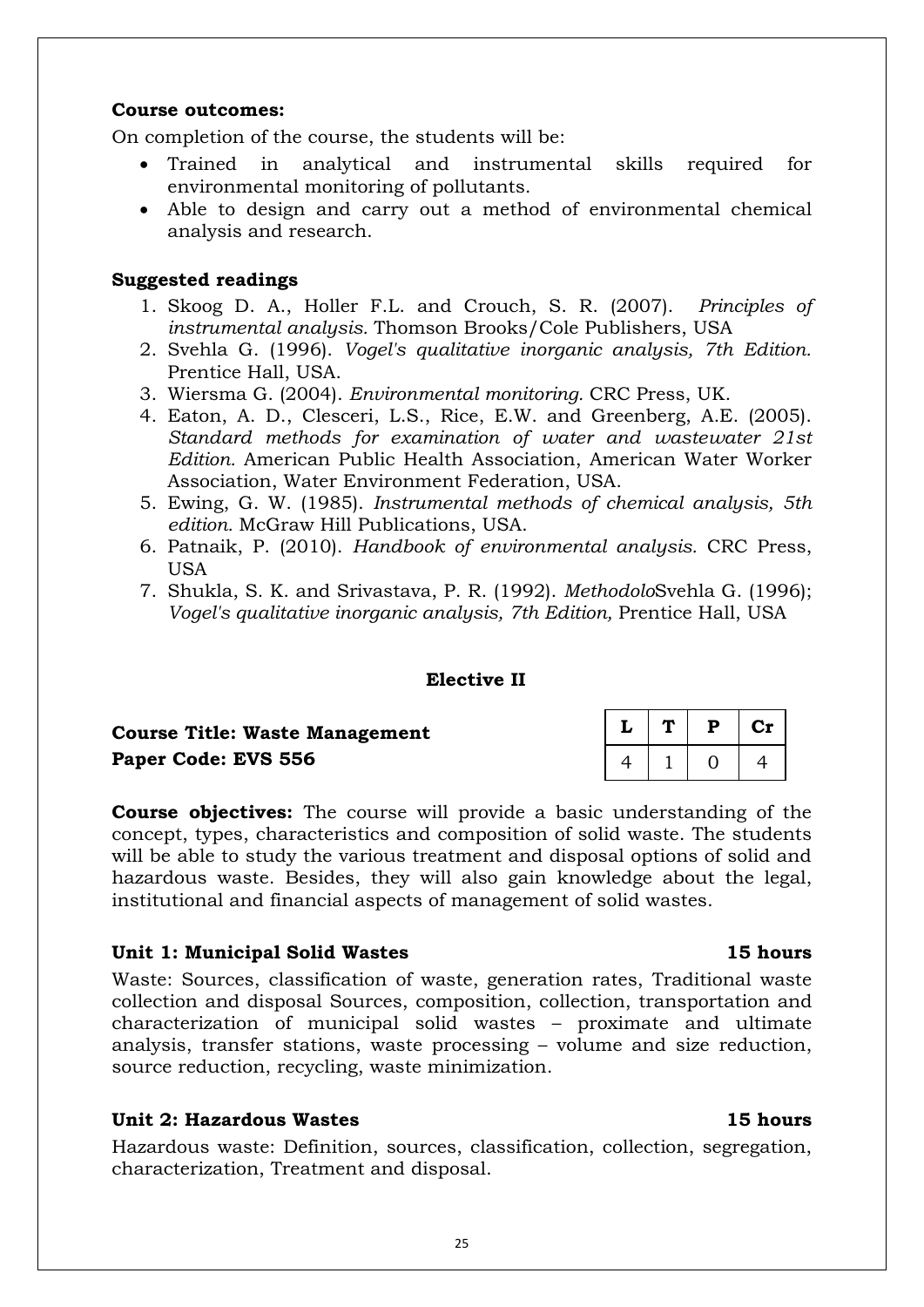**Course outcomes:**

On completion of the course, the students will be:

- Trained in analytical and instrumental skills required for environmental monitoring of pollutants.
- Able to design and carry out a method of environmental chemical analysis and research.

**Suggested readings**

1. Skoog D. A., Holler F.L. and Crouch, S. R. (2007). *Principles of instrumental analysis.* Thomson Brooks/Cole Publishers, USA
2. Svehla G. (1996). *Vogel's qualitative inorganic analysis, 7th Edition.* Prentice Hall, USA.
3. Wiersma G. (2004). *Environmental monitoring.* CRC Press, UK.
4. Eaton, A. D., Clesceri, L.S., Rice, E.W. and Greenberg, A.E. (2005). *Standard methods for examination of water and wastewater 21st Edition.* American Public Health Association, American Water Worker Association, Water Environment Federation, USA.
5. Ewing, G. W. (1985). *Instrumental methods of chemical analysis, 5th edition.* McGraw Hill Publications, USA.
6. Patnaik, P. (2010). *Handbook of environmental analysis.* CRC Press, USA
7. Shukla, S. K. and Srivastava, P. R. (1992). *Methodolo*Svehla G. (1996); *Vogel's qualitative inorganic analysis, 7th Edition,* Prentice Hall, USA

**Elective II**

**Course Title: Waste Management**
**Paper Code: EVS 556**

| L | T | P | Cr |
|---|---|---|---|
| 4 | 1 | 0 | 4 |

**Course objectives:** The course will provide a basic understanding of the concept, types, characteristics and composition of solid waste. The students will be able to study the various treatment and disposal options of solid and hazardous waste. Besides, they will also gain knowledge about the legal, institutional and financial aspects of management of solid wastes.

**Unit 1: Municipal Solid Wastes** **15 hours**

Waste: Sources, classification of waste, generation rates, Traditional waste collection and disposal Sources, composition, collection, transportation and characterization of municipal solid wastes – proximate and ultimate analysis, transfer stations, waste processing – volume and size reduction, source reduction, recycling, waste minimization.

**Unit 2: Hazardous Wastes** **15 hours**

Hazardous waste: Definition, sources, classification, collection, segregation, characterization, Treatment and disposal.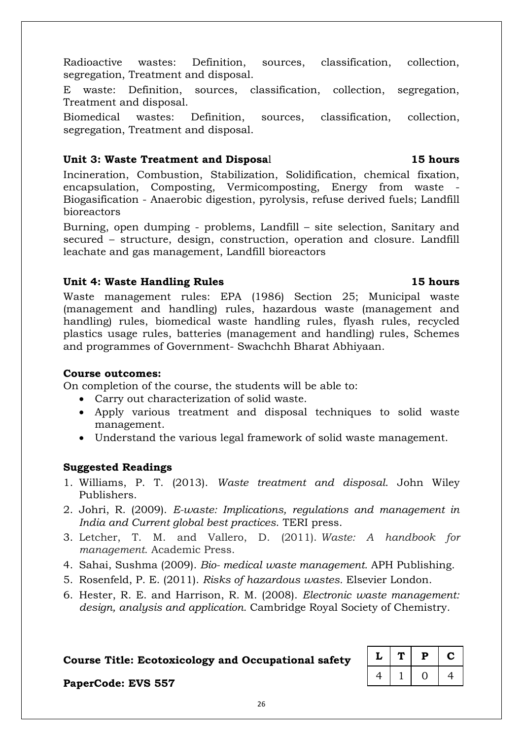Radioactive wastes: Definition, sources, classification, collection, segregation, Treatment and disposal.

E waste: Definition, sources, classification, collection, segregation, Treatment and disposal.

Biomedical wastes: Definition, sources, classification, collection, segregation, Treatment and disposal.

**Unit 3: Waste Treatment and Disposal 15 hours**

Incineration, Combustion, Stabilization, Solidification, chemical fixation, encapsulation, Composting, Vermicomposting, Energy from waste - Biogasification - Anaerobic digestion, pyrolysis, refuse derived fuels; Landfill bioreactors

Burning, open dumping - problems, Landfill – site selection, Sanitary and secured – structure, design, construction, operation and closure. Landfill leachate and gas management, Landfill bioreactors

**Unit 4: Waste Handling Rules 15 hours**

Waste management rules: EPA (1986) Section 25; Municipal waste (management and handling) rules, hazardous waste (management and handling) rules, biomedical waste handling rules, flyash rules, recycled plastics usage rules, batteries (management and handling) rules, Schemes and programmes of Government- Swachchh Bharat Abhiyaan.

**Course outcomes:**

On completion of the course, the students will be able to:

- Carry out characterization of solid waste.
- Apply various treatment and disposal techniques to solid waste management.
- Understand the various legal framework of solid waste management.

**Suggested Readings**

1. Williams, P. T. (2013). *Waste treatment and disposal*. John Wiley Publishers.
2. Johri, R. (2009). *E-waste: Implications, regulations and management in India and Current global best practices*. TERI press.
3. Letcher, T. M. and Vallero, D. (2011). *Waste: A handbook for management*. Academic Press.
4. Sahai, Sushma (2009). *Bio- medical waste management*. APH Publishing.
5. Rosenfeld, P. E. (2011). *Risks of hazardous wastes*. Elsevier London.
6. Hester, R. E. and Harrison, R. M. (2008). *Electronic waste management: design, analysis and application*. Cambridge Royal Society of Chemistry.

**Course Title: Ecotoxicology and Occupational safety**

**PaperCode: EVS 557**

| L | T | P | C |
|---|---|---|---|
| 4 | 1 | 0 | 4 |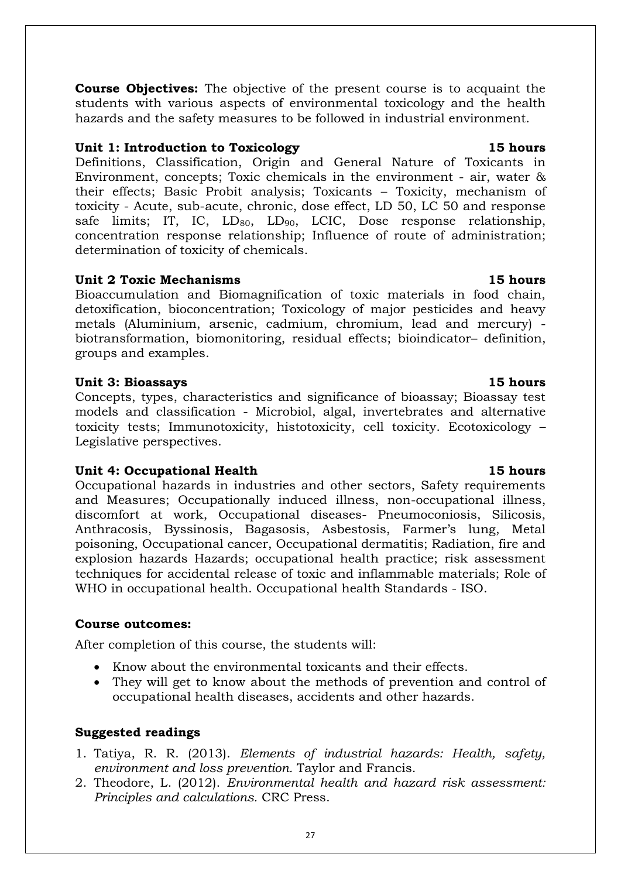**Course Objectives:** The objective of the present course is to acquaint the students with various aspects of environmental toxicology and the health hazards and the safety measures to be followed in industrial environment.

**Unit 1: Introduction to Toxicology** **15 hours**

Definitions, Classification, Origin and General Nature of Toxicants in Environment, concepts; Toxic chemicals in the environment - air, water & their effects; Basic Probit analysis; Toxicants – Toxicity, mechanism of toxicity - Acute, sub-acute, chronic, dose effect, LD 50, LC 50 and response safe limits; IT, IC, $LD_{80}$, $LD_{90}$, LCIC, Dose response relationship, concentration response relationship; Influence of route of administration; determination of toxicity of chemicals.

**Unit 2 Toxic Mechanisms** **15 hours**

Bioaccumulation and Biomagnification of toxic materials in food chain, detoxification, bioconcentration; Toxicology of major pesticides and heavy metals (Aluminium, arsenic, cadmium, chromium, lead and mercury) - biotransformation, biomonitoring, residual effects; bioindicator– definition, groups and examples.

**Unit 3: Bioassays** **15 hours**

Concepts, types, characteristics and significance of bioassay; Bioassay test models and classification - Microbiol, algal, invertebrates and alternative toxicity tests; Immunotoxicity, histotoxicity, cell toxicity. Ecotoxicology – Legislative perspectives.

**Unit 4: Occupational Health** **15 hours**

Occupational hazards in industries and other sectors, Safety requirements and Measures; Occupationally induced illness, non-occupational illness, discomfort at work, Occupational diseases- Pneumoconiosis, Silicosis, Anthracosis, Byssinosis, Bagasosis, Asbestosis, Farmer's lung, Metal poisoning, Occupational cancer, Occupational dermatitis; Radiation, fire and explosion hazards Hazards; occupational health practice; risk assessment techniques for accidental release of toxic and inflammable materials; Role of WHO in occupational health. Occupational health Standards - ISO.

**Course outcomes:**

After completion of this course, the students will:

- Know about the environmental toxicants and their effects.
- They will get to know about the methods of prevention and control of occupational health diseases, accidents and other hazards.

**Suggested readings**

1. Tatiya, R. R. (2013). *Elements of industrial hazards: Health, safety, environment and loss prevention.* Taylor and Francis.
2. Theodore, L. (2012). *Environmental health and hazard risk assessment: Principles and calculations.* CRC Press.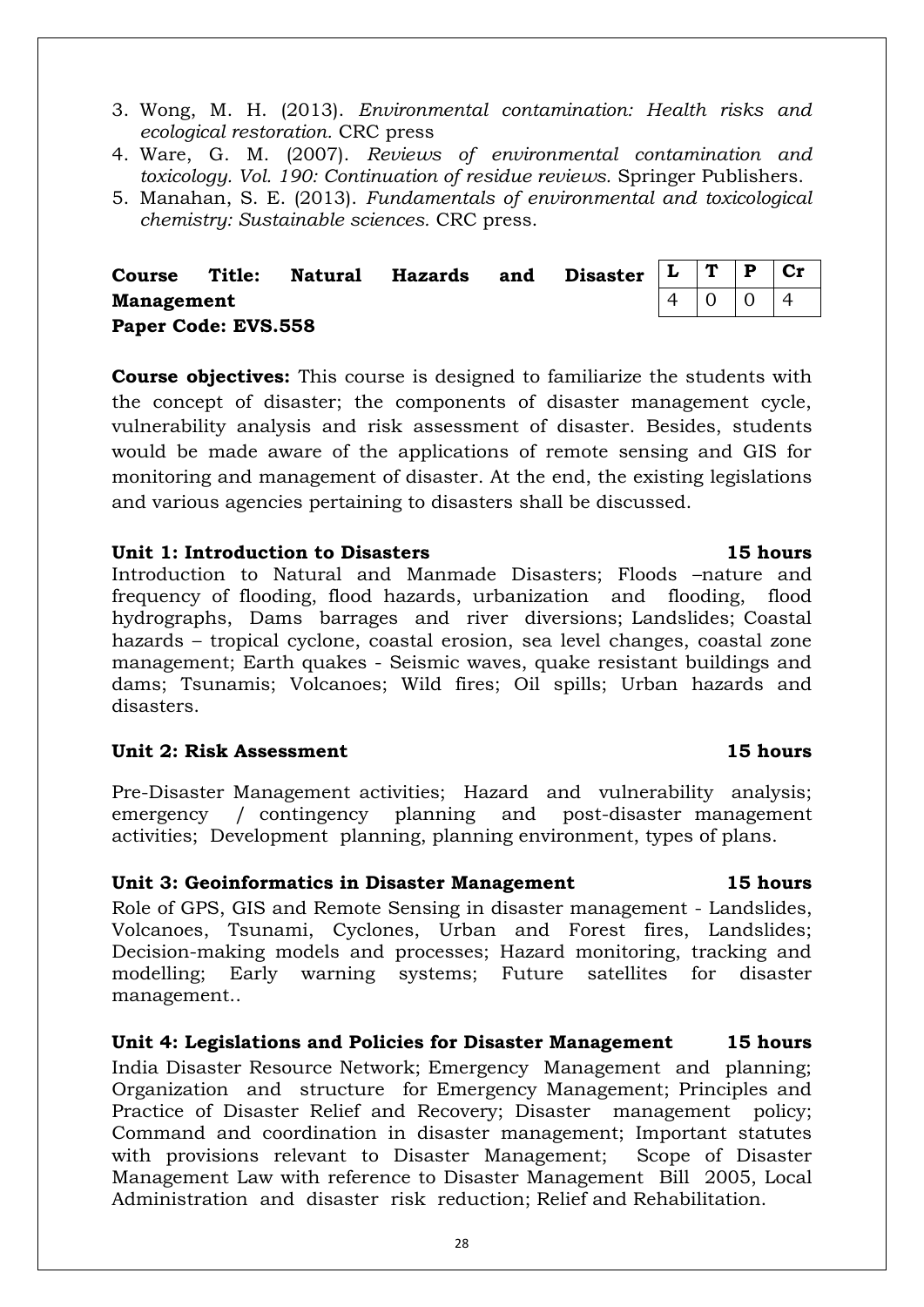3. Wong, M. H. (2013). *Environmental contamination: Health risks and ecological restoration.* CRC press
4. Ware, G. M. (2007). *Reviews of environmental contamination and toxicology. Vol. 190: Continuation of residue reviews.* Springer Publishers.
5. Manahan, S. E. (2013). *Fundamentals of environmental and toxicological chemistry: Sustainable sciences.* CRC press.

**Course Title: Natural Hazards and Disaster Management**
**Paper Code: EVS.558**

| L | T | P | Cr |
|---|---|---|---|
| 4 | 0 | 0 | 4 |

**Course objectives:** This course is designed to familiarize the students with the concept of disaster; the components of disaster management cycle, vulnerability analysis and risk assessment of disaster. Besides, students would be made aware of the applications of remote sensing and GIS for monitoring and management of disaster. At the end, the existing legislations and various agencies pertaining to disasters shall be discussed.

**Unit 1: Introduction to Disasters — 15 hours**

Introduction to Natural and Manmade Disasters; Floods –nature and frequency of flooding, flood hazards, urbanization and flooding, flood hydrographs, Dams barrages and river diversions; Landslides; Coastal hazards – tropical cyclone, coastal erosion, sea level changes, coastal zone management; Earth quakes - Seismic waves, quake resistant buildings and dams; Tsunamis; Volcanoes; Wild fires; Oil spills; Urban hazards and disasters.

**Unit 2: Risk Assessment — 15 hours**

Pre-Disaster Management activities; Hazard and vulnerability analysis; emergency / contingency planning and post-disaster management activities; Development planning, planning environment, types of plans.

**Unit 3: Geoinformatics in Disaster Management — 15 hours**

Role of GPS, GIS and Remote Sensing in disaster management - Landslides, Volcanoes, Tsunami, Cyclones, Urban and Forest fires, Landslides; Decision-making models and processes; Hazard monitoring, tracking and modelling; Early warning systems; Future satellites for disaster management..

**Unit 4: Legislations and Policies for Disaster Management — 15 hours**

India Disaster Resource Network; Emergency Management and planning; Organization and structure for Emergency Management; Principles and Practice of Disaster Relief and Recovery; Disaster management policy; Command and coordination in disaster management; Important statutes with provisions relevant to Disaster Management; Scope of Disaster Management Law with reference to Disaster Management Bill 2005, Local Administration and disaster risk reduction; Relief and Rehabilitation.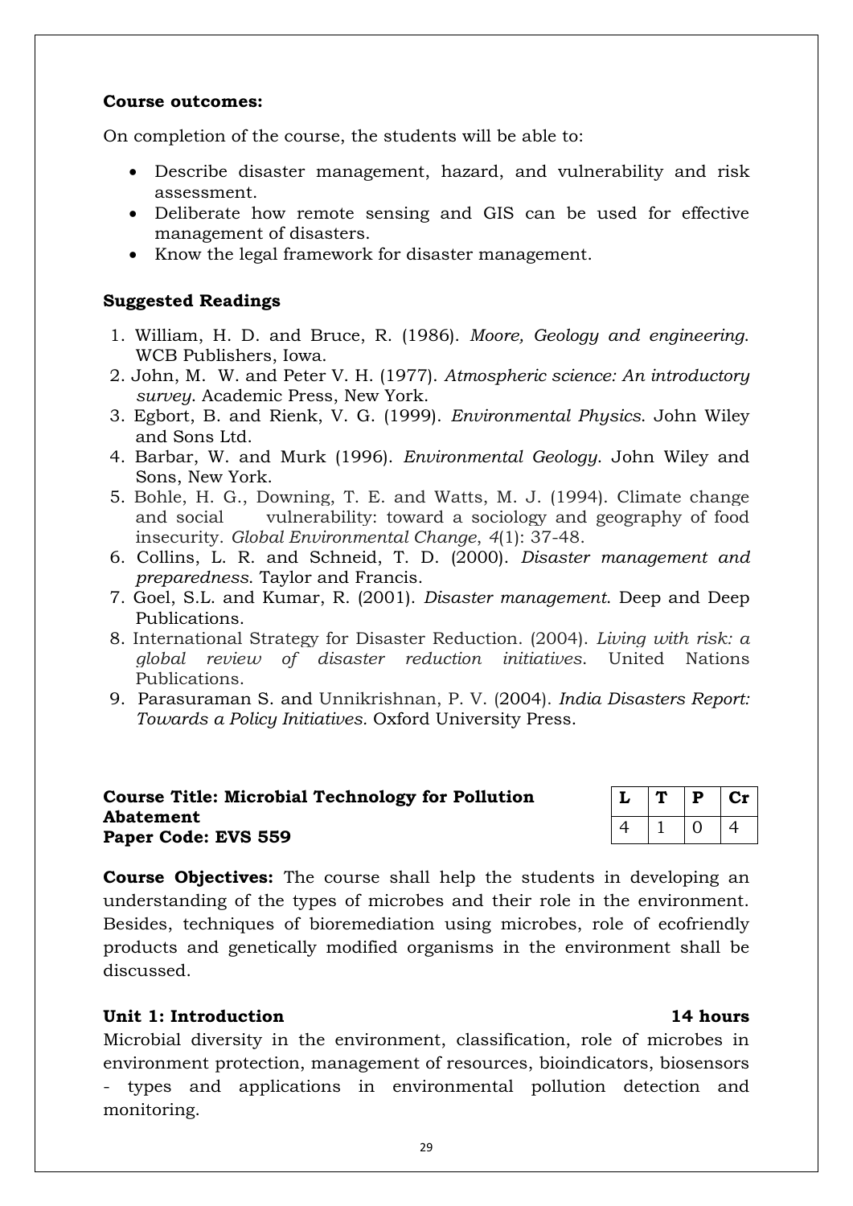**Course outcomes:**

On completion of the course, the students will be able to:

- Describe disaster management, hazard, and vulnerability and risk assessment.
- Deliberate how remote sensing and GIS can be used for effective management of disasters.
- Know the legal framework for disaster management.

**Suggested Readings**

1. William, H. D. and Bruce, R. (1986). *Moore, Geology and engineering*. WCB Publishers, Iowa.
2. John, M. W. and Peter V. H. (1977). *Atmospheric science: An introductory survey*. Academic Press, New York.
3. Egbort, B. and Rienk, V. G. (1999). *Environmental Physics*. John Wiley and Sons Ltd.
4. Barbar, W. and Murk (1996). *Environmental Geology*. John Wiley and Sons, New York.
5. Bohle, H. G., Downing, T. E. and Watts, M. J. (1994). Climate change and social vulnerability: toward a sociology and geography of food insecurity. *Global Environmental Change*, *4*(1): 37-48.
6. Collins, L. R. and Schneid, T. D. (2000). *Disaster management and preparedness*. Taylor and Francis.
7. Goel, S.L. and Kumar, R. (2001). *Disaster management*. Deep and Deep Publications.
8. International Strategy for Disaster Reduction. (2004). *Living with risk: a global review of disaster reduction initiatives*. United Nations Publications.
9. Parasuraman S. and Unnikrishnan, P. V. (2004). *India Disasters Report: Towards a Policy Initiatives*. Oxford University Press.

**Course Title: Microbial Technology for Pollution Abatement**
**Paper Code: EVS 559**

| L | T | P | Cr |
|---|---|---|---|
| 4 | 1 | 0 | 4 |

**Course Objectives:** The course shall help the students in developing an understanding of the types of microbes and their role in the environment. Besides, techniques of bioremediation using microbes, role of ecofriendly products and genetically modified organisms in the environment shall be discussed.

**Unit 1: Introduction** **14 hours**

Microbial diversity in the environment, classification, role of microbes in environment protection, management of resources, bioindicators, biosensors - types and applications in environmental pollution detection and monitoring.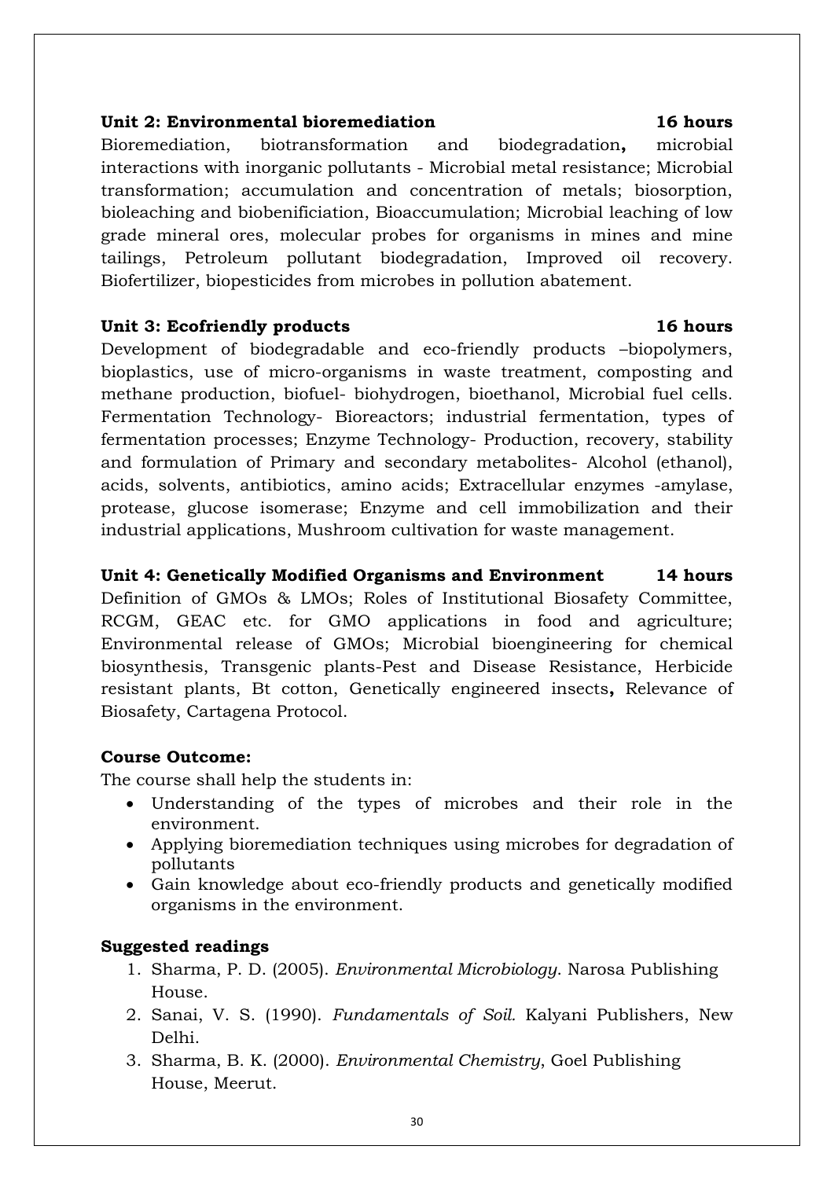**Unit 2: Environmental bioremediation 16 hours**

Bioremediation, biotransformation and biodegradation**,** microbial interactions with inorganic pollutants - Microbial metal resistance; Microbial transformation; accumulation and concentration of metals; biosorption, bioleaching and biobenificiation, Bioaccumulation; Microbial leaching of low grade mineral ores, molecular probes for organisms in mines and mine tailings, Petroleum pollutant biodegradation, Improved oil recovery. Biofertilizer, biopesticides from microbes in pollution abatement.

**Unit 3: Ecofriendly products 16 hours**

Development of biodegradable and eco-friendly products –biopolymers, bioplastics, use of micro-organisms in waste treatment, composting and methane production, biofuel- biohydrogen, bioethanol, Microbial fuel cells. Fermentation Technology- Bioreactors; industrial fermentation, types of fermentation processes; Enzyme Technology- Production, recovery, stability and formulation of Primary and secondary metabolites- Alcohol (ethanol), acids, solvents, antibiotics, amino acids; Extracellular enzymes -amylase, protease, glucose isomerase; Enzyme and cell immobilization and their industrial applications, Mushroom cultivation for waste management.

**Unit 4: Genetically Modified Organisms and Environment 14 hours**

Definition of GMOs & LMOs; Roles of Institutional Biosafety Committee, RCGM, GEAC etc. for GMO applications in food and agriculture; Environmental release of GMOs; Microbial bioengineering for chemical biosynthesis, Transgenic plants-Pest and Disease Resistance, Herbicide resistant plants, Bt cotton, Genetically engineered insects**,** Relevance of Biosafety, Cartagena Protocol.

**Course Outcome:**

The course shall help the students in:

- Understanding of the types of microbes and their role in the environment.
- Applying bioremediation techniques using microbes for degradation of pollutants
- Gain knowledge about eco-friendly products and genetically modified organisms in the environment.

**Suggested readings**

1. Sharma, P. D. (2005). *Environmental Microbiology*. Narosa Publishing House.
2. Sanai, V. S. (1990). *Fundamentals of Soil.* Kalyani Publishers, New Delhi.
3. Sharma, B. K. (2000). *Environmental Chemistry*, Goel Publishing House, Meerut.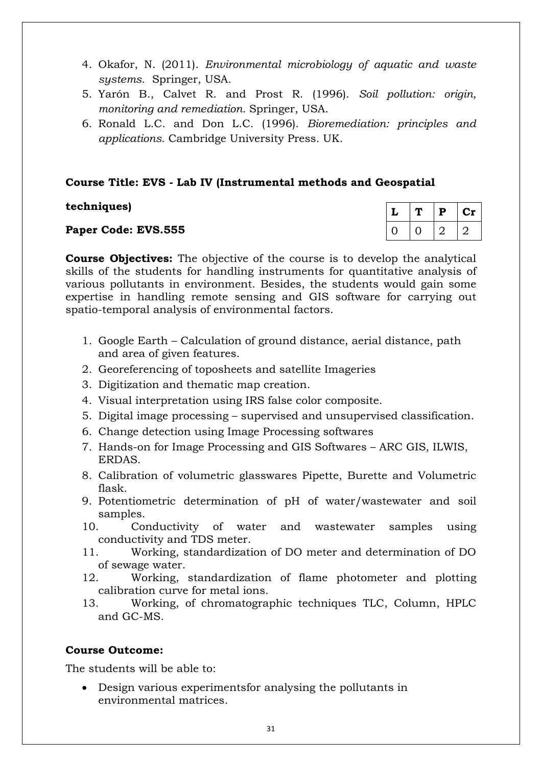4. Okafor, N. (2011). *Environmental microbiology of aquatic and waste systems*. Springer, USA.
5. Yarón B., Calvet R. and Prost R. (1996). *Soil pollution: origin, monitoring and remediation.* Springer, USA.
6. Ronald L.C. and Don L.C. (1996). *Bioremediation: principles and applications.* Cambridge University Press. UK.

**Course Title: EVS - Lab IV (Instrumental methods and Geospatial techniques)**

**Paper Code: EVS.555**

| L | T | P | Cr |
|---|---|---|---|
| 0 | 0 | 2 | 2 |

**Course Objectives:** The objective of the course is to develop the analytical skills of the students for handling instruments for quantitative analysis of various pollutants in environment. Besides, the students would gain some expertise in handling remote sensing and GIS software for carrying out spatio-temporal analysis of environmental factors.

1. Google Earth – Calculation of ground distance, aerial distance, path and area of given features.
2. Georeferencing of toposheets and satellite Imageries
3. Digitization and thematic map creation.
4. Visual interpretation using IRS false color composite.
5. Digital image processing – supervised and unsupervised classification.
6. Change detection using Image Processing softwares
7. Hands-on for Image Processing and GIS Softwares – ARC GIS, ILWIS, ERDAS.
8. Calibration of volumetric glasswares Pipette, Burette and Volumetric flask.
9. Potentiometric determination of pH of water/wastewater and soil samples.
10. Conductivity of water and wastewater samples using conductivity and TDS meter.
11. Working, standardization of DO meter and determination of DO of sewage water.
12. Working, standardization of flame photometer and plotting calibration curve for metal ions.
13. Working, of chromatographic techniques TLC, Column, HPLC and GC-MS.

**Course Outcome:**

The students will be able to:

- Design various experimentsfor analysing the pollutants in environmental matrices.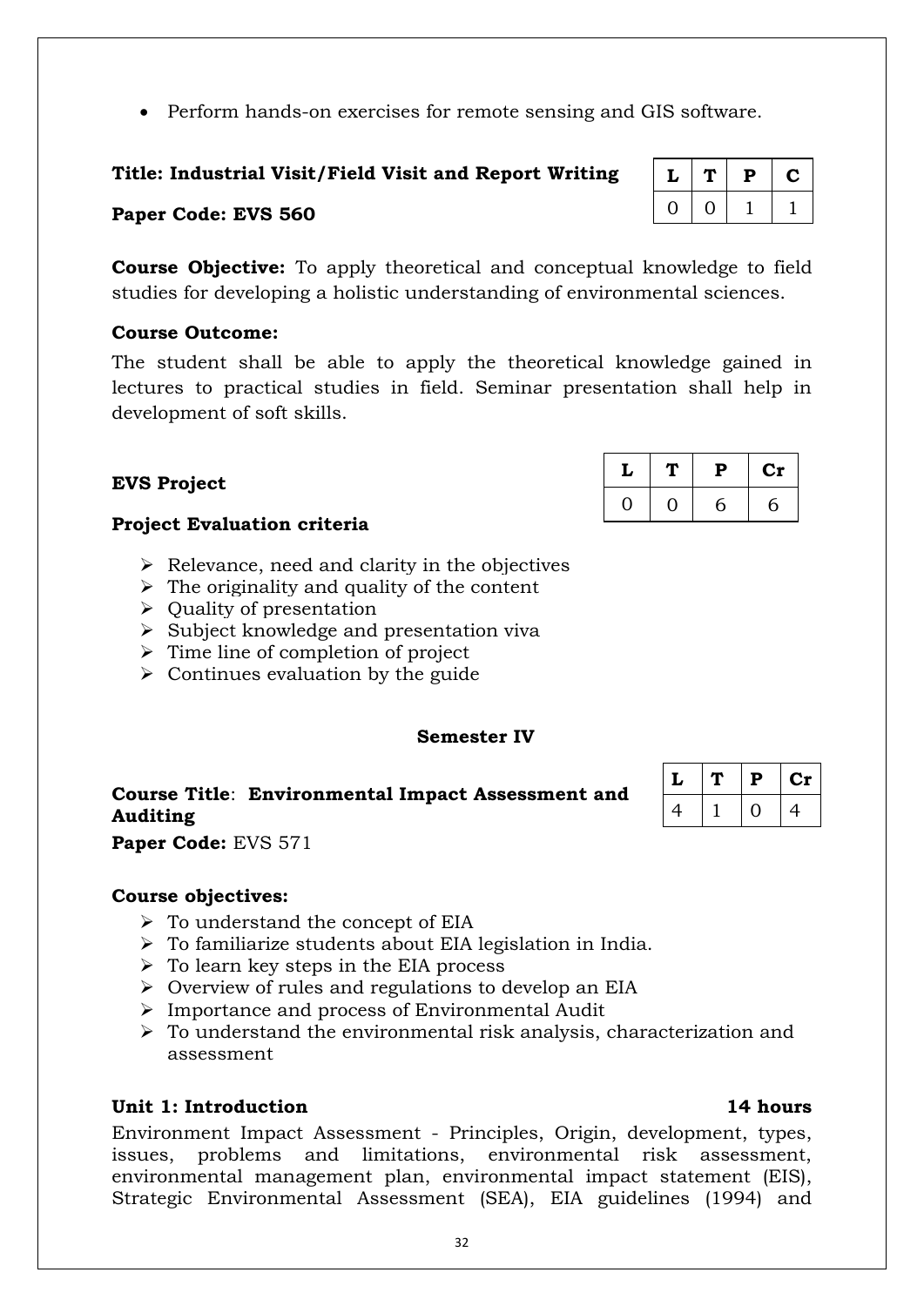- Perform hands-on exercises for remote sensing and GIS software.

**Title: Industrial Visit/Field Visit and Report Writing**

**Paper Code: EVS 560**

| L | T | P | C |
|---|---|---|---|
| 0 | 0 | 1 | 1 |

**Course Objective:** To apply theoretical and conceptual knowledge to field studies for developing a holistic understanding of environmental sciences.

**Course Outcome:**

The student shall be able to apply the theoretical knowledge gained in lectures to practical studies in field. Seminar presentation shall help in development of soft skills.

**EVS Project**

| L | T | P | Cr |
|---|---|---|---|
| 0 | 0 | 6 | 6 |

**Project Evaluation criteria**

- Relevance, need and clarity in the objectives
- The originality and quality of the content
- Quality of presentation
- Subject knowledge and presentation viva
- Time line of completion of project
- Continues evaluation by the guide

## Semester IV

**Course Title**: **Environmental Impact Assessment and Auditing**

**Paper Code:** EVS 571

| L | T | P | Cr |
|---|---|---|---|
| 4 | 1 | 0 | 4 |

**Course objectives:**

- To understand the concept of EIA
- To familiarize students about EIA legislation in India.
- To learn key steps in the EIA process
- Overview of rules and regulations to develop an EIA
- Importance and process of Environmental Audit
- To understand the environmental risk analysis, characterization and assessment

**Unit 1: Introduction** **14 hours**

Environment Impact Assessment - Principles, Origin, development, types, issues, problems and limitations, environmental risk assessment, environmental management plan, environmental impact statement (EIS), Strategic Environmental Assessment (SEA), EIA guidelines (1994) and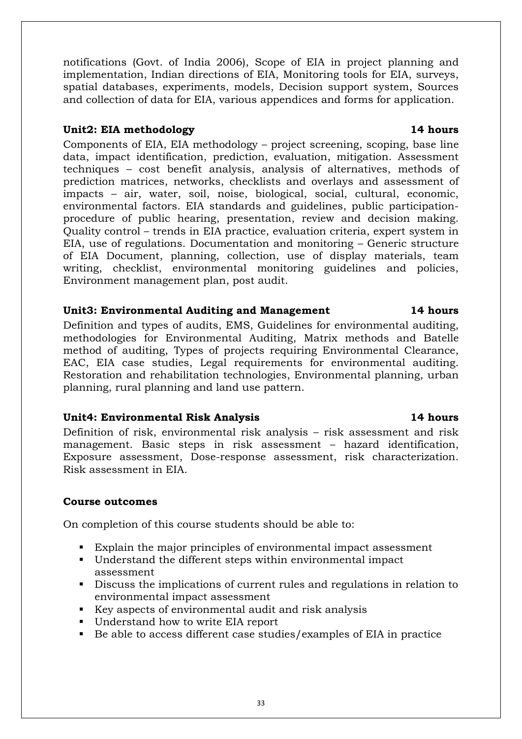notifications (Govt. of India 2006), Scope of EIA in project planning and implementation, Indian directions of EIA, Monitoring tools for EIA, surveys, spatial databases, experiments, models, Decision support system, Sources and collection of data for EIA, various appendices and forms for application.

**Unit2: EIA methodology 14 hours**

Components of EIA, EIA methodology – project screening, scoping, base line data, impact identification, prediction, evaluation, mitigation. Assessment techniques – cost benefit analysis, analysis of alternatives, methods of prediction matrices, networks, checklists and overlays and assessment of impacts – air, water, soil, noise, biological, social, cultural, economic, environmental factors. EIA standards and guidelines, public participation-procedure of public hearing, presentation, review and decision making. Quality control – trends in EIA practice, evaluation criteria, expert system in EIA, use of regulations. Documentation and monitoring – Generic structure of EIA Document, planning, collection, use of display materials, team writing, checklist, environmental monitoring guidelines and policies, Environment management plan, post audit.

**Unit3: Environmental Auditing and Management 14 hours**

Definition and types of audits, EMS, Guidelines for environmental auditing, methodologies for Environmental Auditing, Matrix methods and Batelle method of auditing, Types of projects requiring Environmental Clearance, EAC, EIA case studies, Legal requirements for environmental auditing. Restoration and rehabilitation technologies, Environmental planning, urban planning, rural planning and land use pattern.

**Unit4: Environmental Risk Analysis 14 hours**

Definition of risk, environmental risk analysis – risk assessment and risk management. Basic steps in risk assessment – hazard identification, Exposure assessment, Dose-response assessment, risk characterization. Risk assessment in EIA.

**Course outcomes**

On completion of this course students should be able to:

- Explain the major principles of environmental impact assessment
- Understand the different steps within environmental impact assessment
- Discuss the implications of current rules and regulations in relation to environmental impact assessment
- Key aspects of environmental audit and risk analysis
- Understand how to write EIA report
- Be able to access different case studies/examples of EIA in practice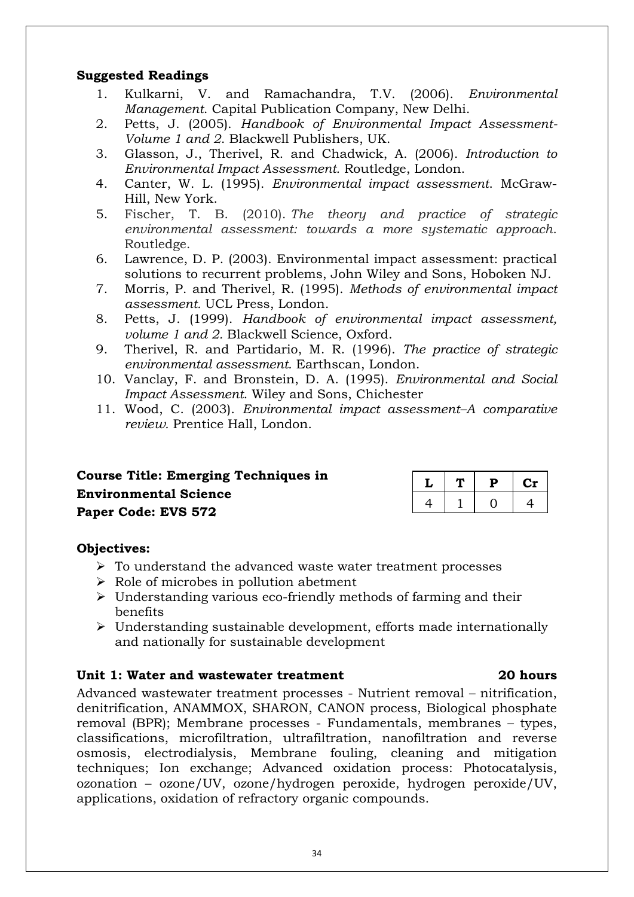**Suggested Readings**

1. Kulkarni, V. and Ramachandra, T.V. (2006). *Environmental Management*. Capital Publication Company, New Delhi.
2. Petts, J. (2005). *Handbook of Environmental Impact Assessment-Volume 1 and 2*. Blackwell Publishers, UK.
3. Glasson, J., Therivel, R. and Chadwick, A. (2006). *Introduction to Environmental Impact Assessment.* Routledge, London.
4. Canter, W. L. (1995). *Environmental impact assessment*. McGraw-Hill, New York.
5. Fischer, T. B. (2010). *The theory and practice of strategic environmental assessment: towards a more systematic approach*. Routledge.
6. Lawrence, D. P. (2003). Environmental impact assessment: practical solutions to recurrent problems, John Wiley and Sons, Hoboken NJ.
7. Morris, P. and Therivel, R. (1995). *Methods of environmental impact assessment.* UCL Press, London.
8. Petts, J. (1999). *Handbook of environmental impact assessment, volume 1 and 2*. Blackwell Science, Oxford.
9. Therivel, R. and Partidario, M. R. (1996). *The practice of strategic environmental assessment.* Earthscan, London.
10. Vanclay, F. and Bronstein, D. A. (1995). *Environmental and Social Impact Assessment*. Wiley and Sons, Chichester
11. Wood, C. (2003). *Environmental impact assessment–A comparative review.* Prentice Hall, London.

**Course Title: Emerging Techniques in Environmental Science**
**Paper Code: EVS 572**

| L | T | P | Cr |
|---|---|---|---|
| 4 | 1 | 0 | 4 |

**Objectives:**

- To understand the advanced waste water treatment processes
- Role of microbes in pollution abetment
- Understanding various eco-friendly methods of farming and their benefits
- Understanding sustainable development, efforts made internationally and nationally for sustainable development

**Unit 1: Water and wastewater treatment 20 hours**

Advanced wastewater treatment processes - Nutrient removal – nitrification, denitrification, ANAMMOX, SHARON, CANON process, Biological phosphate removal (BPR); Membrane processes - Fundamentals, membranes – types, classifications, microfiltration, ultrafiltration, nanofiltration and reverse osmosis, electrodialysis, Membrane fouling, cleaning and mitigation techniques; Ion exchange; Advanced oxidation process: Photocatalysis, ozonation – ozone/UV, ozone/hydrogen peroxide, hydrogen peroxide/UV, applications, oxidation of refractory organic compounds.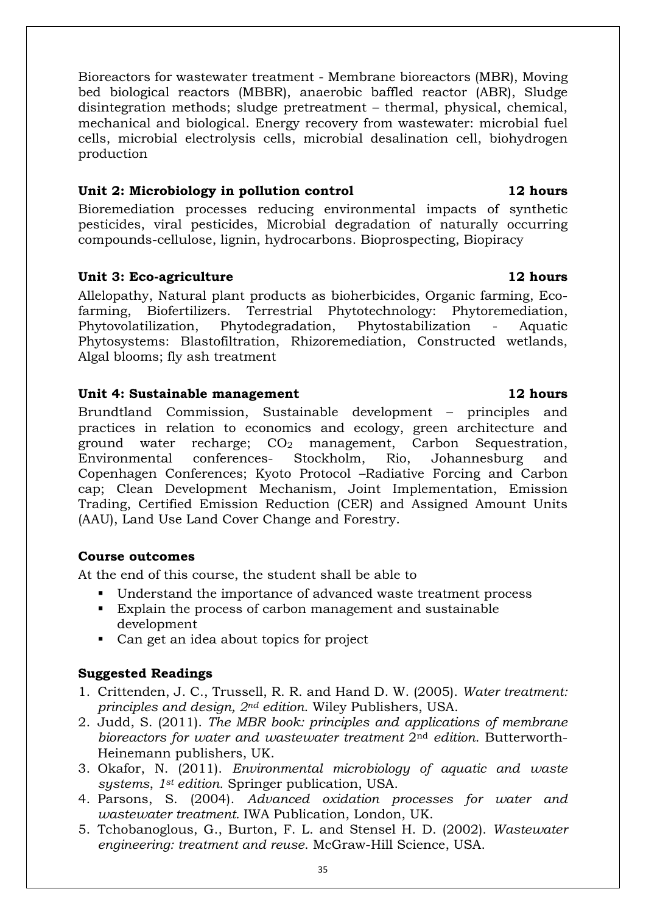Bioreactors for wastewater treatment - Membrane bioreactors (MBR), Moving bed biological reactors (MBBR), anaerobic baffled reactor (ABR), Sludge disintegration methods; sludge pretreatment – thermal, physical, chemical, mechanical and biological. Energy recovery from wastewater: microbial fuel cells, microbial electrolysis cells, microbial desalination cell, biohydrogen production

**Unit 2: Microbiology in pollution control** **12 hours**

Bioremediation processes reducing environmental impacts of synthetic pesticides, viral pesticides, Microbial degradation of naturally occurring compounds-cellulose, lignin, hydrocarbons. Bioprospecting, Biopiracy

**Unit 3: Eco-agriculture** **12 hours**

Allelopathy, Natural plant products as bioherbicides, Organic farming, Eco-farming, Biofertilizers. Terrestrial Phytotechnology: Phytoremediation, Phytovolatilization, Phytodegradation, Phytostabilization - Aquatic Phytosystems: Blastofiltration, Rhizoremediation, Constructed wetlands, Algal blooms; fly ash treatment

**Unit 4: Sustainable management** **12 hours**

Brundtland Commission, Sustainable development – principles and practices in relation to economics and ecology, green architecture and ground water recharge; $CO_2$ management, Carbon Sequestration, Environmental conferences- Stockholm, Rio, Johannesburg and Copenhagen Conferences; Kyoto Protocol –Radiative Forcing and Carbon cap; Clean Development Mechanism, Joint Implementation, Emission Trading, Certified Emission Reduction (CER) and Assigned Amount Units (AAU), Land Use Land Cover Change and Forestry.

**Course outcomes**

At the end of this course, the student shall be able to

- Understand the importance of advanced waste treatment process
- Explain the process of carbon management and sustainable development
- Can get an idea about topics for project

**Suggested Readings**

1. Crittenden, J. C., Trussell, R. R. and Hand D. W. (2005). *Water treatment: principles and design, 2nd edition*. Wiley Publishers, USA.
2. Judd, S. (2011). *The MBR book: principles and applications of membrane bioreactors for water and wastewater treatment* 2nd *edition*. Butterworth-Heinemann publishers, UK.
3. Okafor, N. (2011). *Environmental microbiology of aquatic and waste systems*, *1st edition.* Springer publication, USA.
4. Parsons, S. (2004). *Advanced oxidation processes for water and wastewater treatment.* IWA Publication, London, UK.
5. Tchobanoglous, G., Burton, F. L. and Stensel H. D. (2002). *Wastewater engineering: treatment and reuse*. McGraw-Hill Science, USA.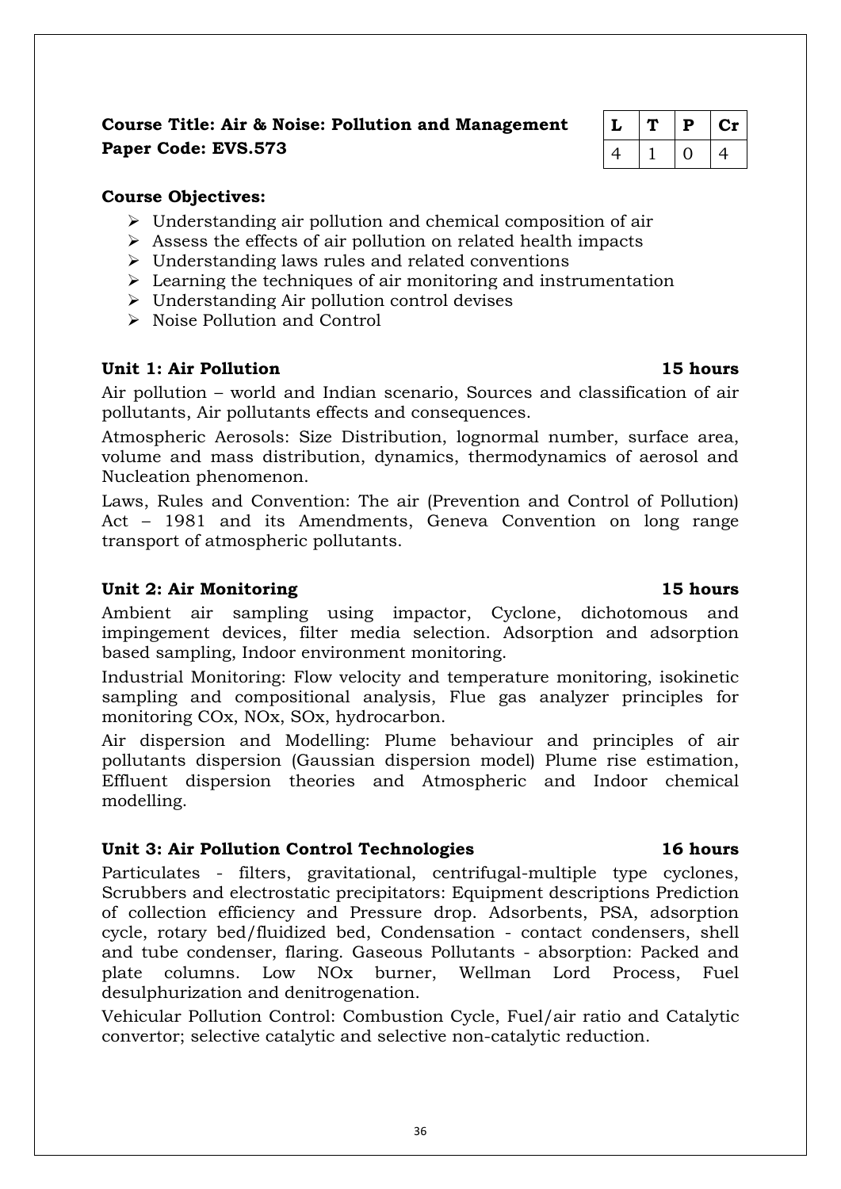**Course Title: Air & Noise: Pollution and Management**
**Paper Code: EVS.573**

| L | T | P | Cr |
|---|---|---|---|
| 4 | 1 | 0 | 4 |

**Course Objectives:**

- Understanding air pollution and chemical composition of air
- Assess the effects of air pollution on related health impacts
- Understanding laws rules and related conventions
- Learning the techniques of air monitoring and instrumentation
- Understanding Air pollution control devises
- Noise Pollution and Control

**Unit 1: Air Pollution 15 hours**

Air pollution – world and Indian scenario, Sources and classification of air pollutants, Air pollutants effects and consequences.

Atmospheric Aerosols: Size Distribution, lognormal number, surface area, volume and mass distribution, dynamics, thermodynamics of aerosol and Nucleation phenomenon.

Laws, Rules and Convention: The air (Prevention and Control of Pollution) Act – 1981 and its Amendments, Geneva Convention on long range transport of atmospheric pollutants.

**Unit 2: Air Monitoring 15 hours**

Ambient air sampling using impactor, Cyclone, dichotomous and impingement devices, filter media selection. Adsorption and adsorption based sampling, Indoor environment monitoring.

Industrial Monitoring: Flow velocity and temperature monitoring, isokinetic sampling and compositional analysis, Flue gas analyzer principles for monitoring COx, NOx, SOx, hydrocarbon.

Air dispersion and Modelling: Plume behaviour and principles of air pollutants dispersion (Gaussian dispersion model) Plume rise estimation, Effluent dispersion theories and Atmospheric and Indoor chemical modelling.

**Unit 3: Air Pollution Control Technologies 16 hours**

Particulates - filters, gravitational, centrifugal-multiple type cyclones, Scrubbers and electrostatic precipitators: Equipment descriptions Prediction of collection efficiency and Pressure drop. Adsorbents, PSA, adsorption cycle, rotary bed/fluidized bed, Condensation - contact condensers, shell and tube condenser, flaring. Gaseous Pollutants - absorption: Packed and plate columns. Low NOx burner, Wellman Lord Process, Fuel desulphurization and denitrogenation.

Vehicular Pollution Control: Combustion Cycle, Fuel/air ratio and Catalytic convertor; selective catalytic and selective non-catalytic reduction.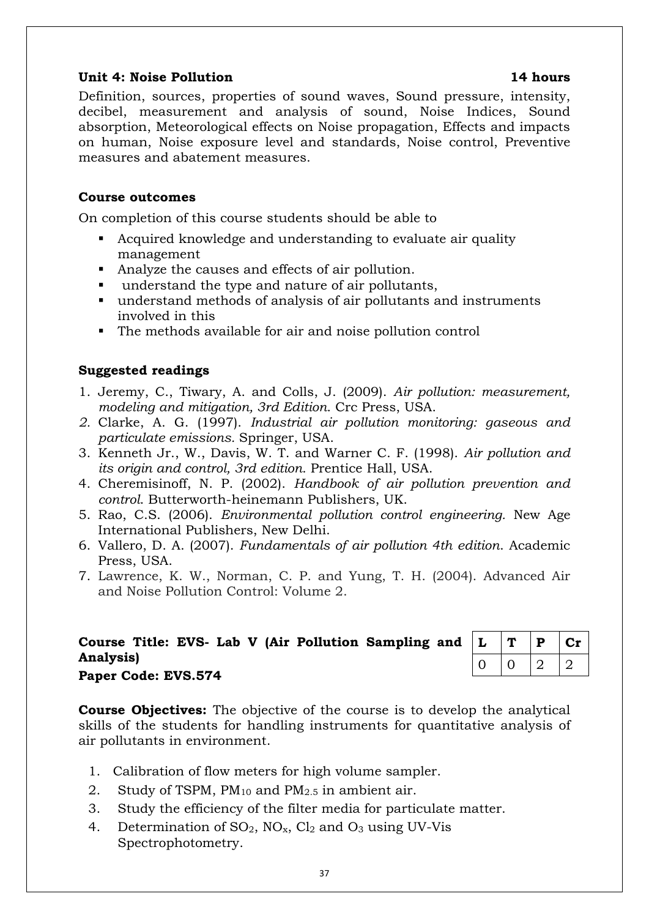**Unit 4: Noise Pollution** **14 hours**

Definition, sources, properties of sound waves, Sound pressure, intensity, decibel, measurement and analysis of sound, Noise Indices, Sound absorption, Meteorological effects on Noise propagation, Effects and impacts on human, Noise exposure level and standards, Noise control, Preventive measures and abatement measures.

**Course outcomes**

On completion of this course students should be able to

- Acquired knowledge and understanding to evaluate air quality management
- Analyze the causes and effects of air pollution.
- understand the type and nature of air pollutants,
- understand methods of analysis of air pollutants and instruments involved in this
- The methods available for air and noise pollution control

**Suggested readings**

1. Jeremy, C., Tiwary, A. and Colls, J. (2009). *Air pollution: measurement, modeling and mitigation, 3rd Edition*. Crc Press, USA.
2. Clarke, A. G. (1997). *Industrial air pollution monitoring: gaseous and particulate emissions.* Springer, USA.
3. Kenneth Jr., W., Davis, W. T. and Warner C. F. (1998). *Air pollution and its origin and control, 3rd edition*. Prentice Hall, USA.
4. Cheremisinoff, N. P. (2002). *Handbook of air pollution prevention and control*. Butterworth-heinemann Publishers, UK.
5. Rao, C.S. (2006). *Environmental pollution control engineering.* New Age International Publishers, New Delhi.
6. Vallero, D. A. (2007). *Fundamentals of air pollution 4th edition*. Academic Press, USA.
7. Lawrence, K. W., Norman, C. P. and Yung, T. H. (2004). Advanced Air and Noise Pollution Control: Volume 2.

**Course Title: EVS- Lab V (Air Pollution Sampling and Analysis)**
**Paper Code: EVS.574**

| L | T | P | Cr |
|---|---|---|---|
| 0 | 0 | 2 | 2 |

**Course Objectives:** The objective of the course is to develop the analytical skills of the students for handling instruments for quantitative analysis of air pollutants in environment.

1. Calibration of flow meters for high volume sampler.
2. Study of TSPM, $PM_{10}$ and $PM_{2.5}$ in ambient air.
3. Study the efficiency of the filter media for particulate matter.
4. Determination of $SO_2$, $NO_x$, $Cl_2$ and $O_3$ using UV-Vis Spectrophotometry.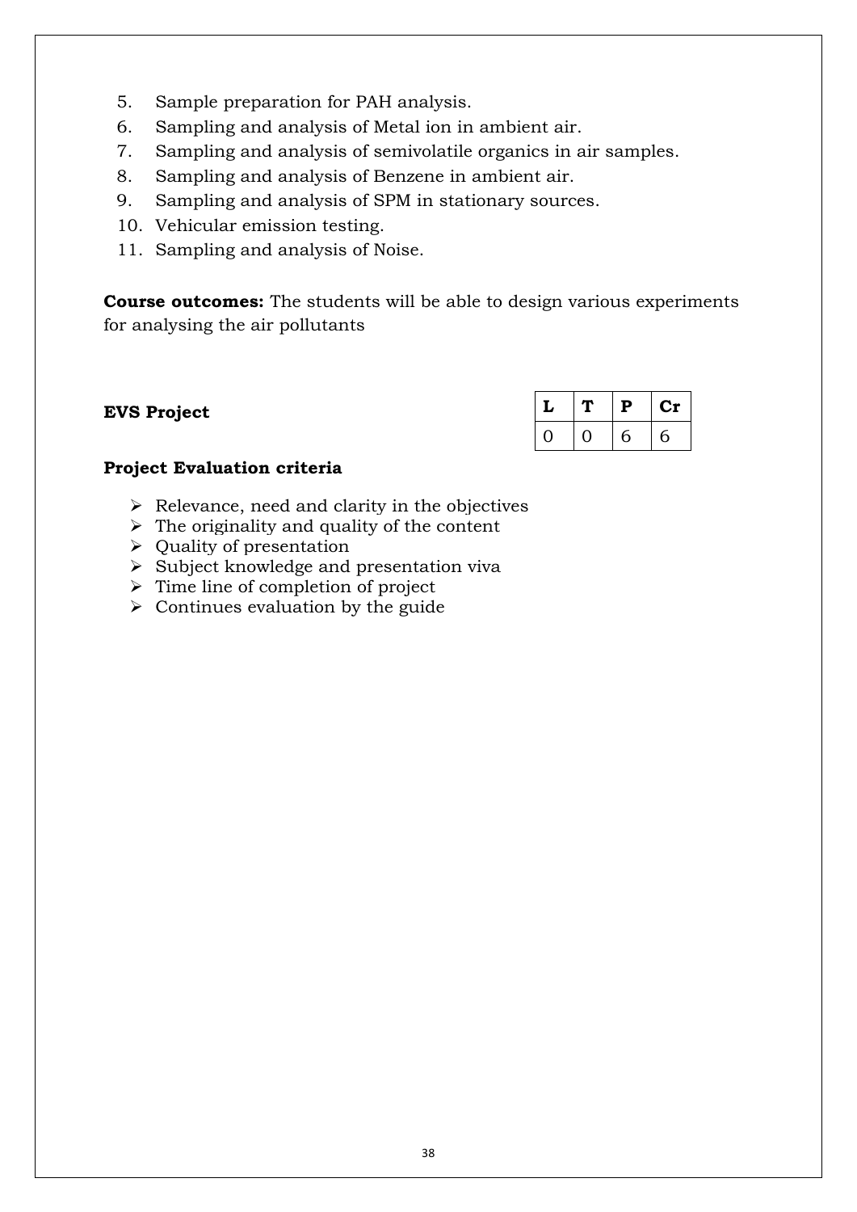5. Sample preparation for PAH analysis.
6. Sampling and analysis of Metal ion in ambient air.
7. Sampling and analysis of semivolatile organics in air samples.
8. Sampling and analysis of Benzene in ambient air.
9. Sampling and analysis of SPM in stationary sources.
10. Vehicular emission testing.
11. Sampling and analysis of Noise.

**Course outcomes:** The students will be able to design various experiments for analysing the air pollutants

**EVS Project**

| L | T | P | Cr |
|---|---|---|---|
| 0 | 0 | 6 | 6 |

**Project Evaluation criteria**

- Relevance, need and clarity in the objectives
- The originality and quality of the content
- Quality of presentation
- Subject knowledge and presentation viva
- Time line of completion of project
- Continues evaluation by the guide